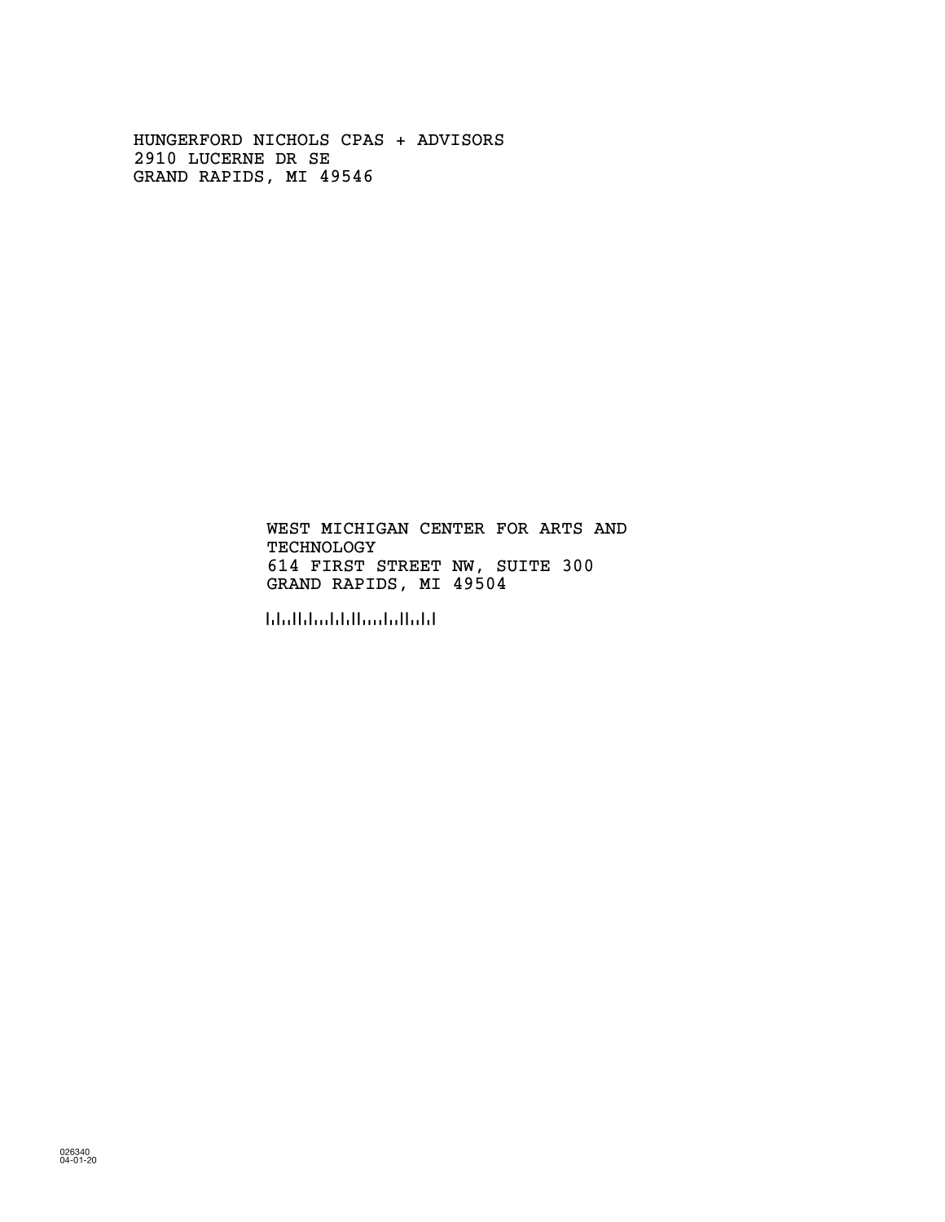HUNGERFORD NICHOLS CPAS + ADVISORS
2910 LUCERNE DR SE
GRAND RAPIDS, MI 49546

WEST MICHIGAN CENTER FOR ARTS AND
TECHNOLOGY
614 FIRST STREET NW, SUITE 300
GRAND RAPIDS, MI 49504

026340
04-01-20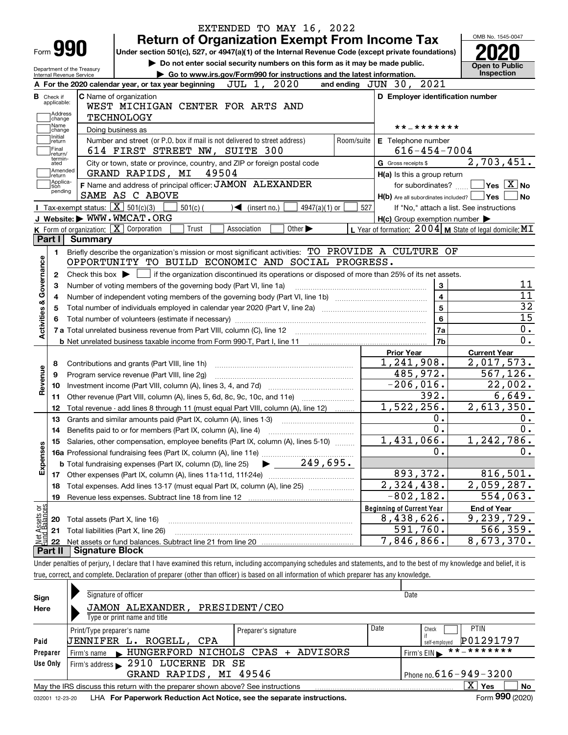EXTENDED TO MAY 16, 2022

# Form 990 — Return of Organization Exempt From Income Tax

Under section 501(c), 527, or 4947(a)(1) of the Internal Revenue Code (except private foundations)

▶ Do not enter social security numbers on this form as it may be made public.

▶ Go to www.irs.gov/Form990 for instructions and the latest information.

Department of the Treasury Internal Revenue Service

OMB No. 1545-0047

**2020**

Open to Public Inspection

**A** For the 2020 calendar year, or tax year beginning JUL 1, 2020 and ending JUN 30, 2021

**B** Check if applicable: Address change, Name change, Initial return, Final return/terminated, Amended return, Application pending

**C** Name of organization: WEST MICHIGAN CENTER FOR ARTS AND TECHNOLOGY

Doing business as

Number and street (or P.O. box if mail is not delivered to street address): 614 FIRST STREET NW, SUITE 300 — Room/suite

City or town, state or province, country, and ZIP or foreign postal code: GRAND RAPIDS, MI 49504

**F** Name and address of principal officer: JAMON ALEXANDER, SAME AS C ABOVE

**D** Employer identification number: **-*******

**E** Telephone number: 616-454-7004

**G** Gross receipts $ 2,703,451.

**H(a)** Is this a group return for subordinates? ☐ Yes ☒ No

**H(b)** Are all subordinates included? ☐ Yes ☐ No — If "No," attach a list. See instructions

**H(c)** Group exemption number ▶

**I** Tax-exempt status: ☒ 501(c)(3) ☐ 501(c) ( ) ◀ (insert no.) ☐ 4947(a)(1) or ☐ 527

**J** Website: ▶ WWW.WMCAT.ORG

**K** Form of organization: ☒ Corporation ☐ Trust ☐ Association ☐ Other ▶

**L** Year of formation: 2004 **M** State of legal domicile: MI

## Part I Summary

**Activities & Governance**

1. Briefly describe the organization's mission or most significant activities: TO PROVIDE A CULTURE OF OPPORTUNITY TO BUILD ECONOMIC AND SOCIAL PROGRESS.
2. Check this box ▶ ☐ if the organization discontinued its operations or disposed of more than 25% of its net assets.

| | | | |
|---|---|---|---|
| 3 | Number of voting members of the governing body (Part VI, line 1a) | 3 | 11 |
| 4 | Number of independent voting members of the governing body (Part VI, line 1b) | 4 | 11 |
| 5 | Total number of individuals employed in calendar year 2020 (Part V, line 2a) | 5 | 32 |
| 6 | Total number of volunteers (estimate if necessary) | 6 | 15 |
| 7a | Total unrelated business revenue from Part VIII, column (C), line 12 | 7a | 0. |
| 7b | Net unrelated business taxable income from Form 990-T, Part I, line 11 | 7b | 0. |

| | | Prior Year | Current Year |
|---|---|---|---|
| **Revenue** | | | |
| 8 | Contributions and grants (Part VIII, line 1h) | 1,241,908. | 2,017,573. |
| 9 | Program service revenue (Part VIII, line 2g) | 485,972. | 567,126. |
| 10 | Investment income (Part VIII, column (A), lines 3, 4, and 7d) | -206,016. | 22,002. |
| 11 | Other revenue (Part VIII, column (A), lines 5, 6d, 8c, 9c, 10c, and 11e) | 392. | 6,649. |
| 12 | Total revenue - add lines 8 through 11 (must equal Part VIII, column (A), line 12) | 1,522,256. | 2,613,350. |
| **Expenses** | | | |
| 13 | Grants and similar amounts paid (Part IX, column (A), lines 1-3) | 0. | 0. |
| 14 | Benefits paid to or for members (Part IX, column (A), line 4) | 0. | 0. |
| 15 | Salaries, other compensation, employee benefits (Part IX, column (A), lines 5-10) | 1,431,066. | 1,242,786. |
| 16a | Professional fundraising fees (Part IX, column (A), line 11e) | 0. | 0. |
| b | Total fundraising expenses (Part IX, column (D), line 25) ▶ 249,695. | | |
| 17 | Other expenses (Part IX, column (A), lines 11a-11d, 11f-24e) | 893,372. | 816,501. |
| 18 | Total expenses. Add lines 13-17 (must equal Part IX, column (A), line 25) | 2,324,438. | 2,059,287. |
| 19 | Revenue less expenses. Subtract line 18 from line 12 | -802,182. | 554,063. |

| | **Net Assets or Fund Balances** | Beginning of Current Year | End of Year |
|---|---|---|---|
| 20 | Total assets (Part X, line 16) | 8,438,626. | 9,239,729. |
| 21 | Total liabilities (Part X, line 26) | 591,760. | 566,359. |
| 22 | Net assets or fund balances. Subtract line 21 from line 20 | 7,846,866. | 8,673,370. |

## Part II Signature Block

Under penalties of perjury, I declare that I have examined this return, including accompanying schedules and statements, and to the best of my knowledge and belief, it is true, correct, and complete. Declaration of preparer (other than officer) is based on all information of which preparer has any knowledge.

**Sign Here**

Signature of officer — Date

JAMON ALEXANDER, PRESIDENT/CEO

Type or print name and title

**Paid Preparer Use Only**

| Print/Type preparer's name | Preparer's signature | Date | Check if self-employed | PTIN |
|---|---|---|---|---|
| JENNIFER L. ROGELL, CPA | | | ☐ | P01291797 |

Firm's name ▶ HUNGERFORD NICHOLS CPAS + ADVISORS — Firm's EIN ▶ **-*******

Firm's address ▶ 2910 LUCERNE DR SE, GRAND RAPIDS, MI 49546 — Phone no. 616-949-3200

May the IRS discuss this return with the preparer shown above? See instructions ☒ Yes ☐ No

032001 12-23-20 LHA For Paperwork Reduction Act Notice, see the separate instructions. Form **990** (2020)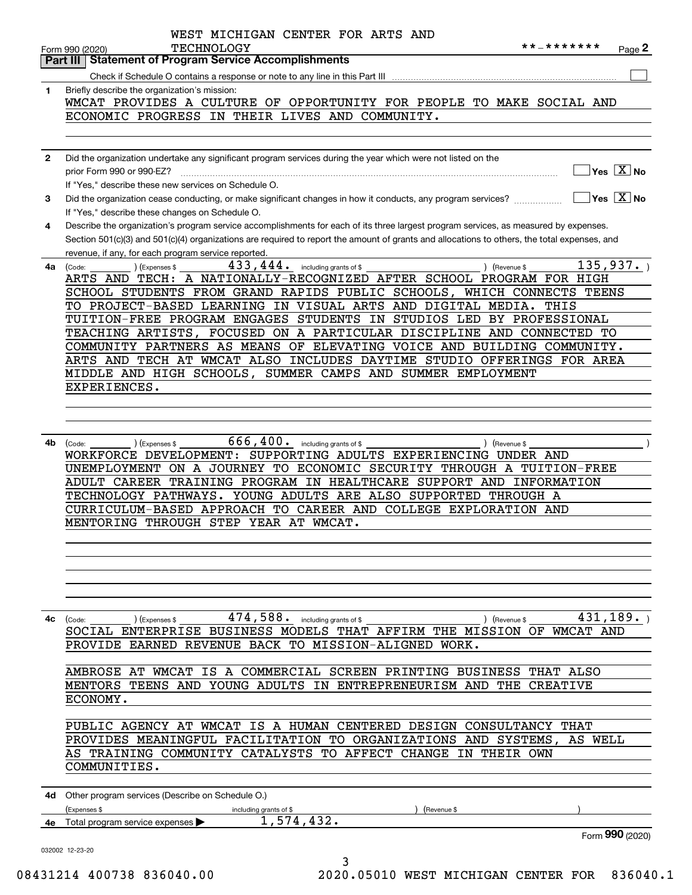WEST MICHIGAN CENTER FOR ARTS AND TECHNOLOGY **-*******

Form 990 (2020) Page 2

## Part III Statement of Program Service Accomplishments

Check if Schedule O contains a response or note to any line in this Part III ☐

**1** Briefly describe the organization's mission:

WMCAT PROVIDES A CULTURE OF OPPORTUNITY FOR PEOPLE TO MAKE SOCIAL AND ECONOMIC PROGRESS IN THEIR LIVES AND COMMUNITY.

**2** Did the organization undertake any significant program services during the year which were not listed on the prior Form 990 or 990-EZ? ☐ Yes ☒ No

If "Yes," describe these new services on Schedule O.

**3** Did the organization cease conducting, or make significant changes in how it conducts, any program services? ☐ Yes ☒ No

If "Yes," describe these changes on Schedule O.

**4** Describe the organization's program service accomplishments for each of its three largest program services, as measured by expenses. Section 501(c)(3) and 501(c)(4) organizations are required to report the amount of grants and allocations to others, the total expenses, and revenue, if any, for each program service reported.

**4a** (Code: ) (Expenses $ 433,444. including grants of $ ) (Revenue $ 135,937. )

ARTS AND TECH: A NATIONALLY-RECOGNIZED AFTER SCHOOL PROGRAM FOR HIGH SCHOOL STUDENTS FROM GRAND RAPIDS PUBLIC SCHOOLS, WHICH CONNECTS TEENS TO PROJECT-BASED LEARNING IN VISUAL ARTS AND DIGITAL MEDIA. THIS TUITION-FREE PROGRAM ENGAGES STUDENTS IN STUDIOS LED BY PROFESSIONAL TEACHING ARTISTS, FOCUSED ON A PARTICULAR DISCIPLINE AND CONNECTED TO COMMUNITY PARTNERS AS MEANS OF ELEVATING VOICE AND BUILDING COMMUNITY. ARTS AND TECH AT WMCAT ALSO INCLUDES DAYTIME STUDIO OFFERINGS FOR AREA MIDDLE AND HIGH SCHOOLS, SUMMER CAMPS AND SUMMER EMPLOYMENT EXPERIENCES.

**4b** (Code: ) (Expenses $ 666,400. including grants of $ ) (Revenue $ )

WORKFORCE DEVELOPMENT: SUPPORTING ADULTS EXPERIENCING UNDER AND UNEMPLOYMENT ON A JOURNEY TO ECONOMIC SECURITY THROUGH A TUITION-FREE ADULT CAREER TRAINING PROGRAM IN HEALTHCARE SUPPORT AND INFORMATION TECHNOLOGY PATHWAYS. YOUNG ADULTS ARE ALSO SUPPORTED THROUGH A CURRICULUM-BASED APPROACH TO CAREER AND COLLEGE EXPLORATION AND MENTORING THROUGH STEP YEAR AT WMCAT.

**4c** (Code: ) (Expenses $ 474,588. including grants of $ ) (Revenue $ 431,189. )

SOCIAL ENTERPRISE BUSINESS MODELS THAT AFFIRM THE MISSION OF WMCAT AND PROVIDE EARNED REVENUE BACK TO MISSION-ALIGNED WORK.

AMBROSE AT WMCAT IS A COMMERCIAL SCREEN PRINTING BUSINESS THAT ALSO MENTORS TEENS AND YOUNG ADULTS IN ENTREPRENEURISM AND THE CREATIVE ECONOMY.

PUBLIC AGENCY AT WMCAT IS A HUMAN CENTERED DESIGN CONSULTANCY THAT PROVIDES MEANINGFUL FACILITATION TO ORGANIZATIONS AND SYSTEMS, AS WELL AS TRAINING COMMUNITY CATALYSTS TO AFFECT CHANGE IN THEIR OWN COMMUNITIES.

**4d** Other program services (Describe on Schedule O.)

(Expenses $ including grants of $ ) (Revenue $ )

**4e** Total program service expenses ▶ 1,574,432.

Form 990 (2020)

032002 12-23-20

08431214 400738 836040.00 2020.05010 WEST MICHIGAN CENTER FOR 836040.1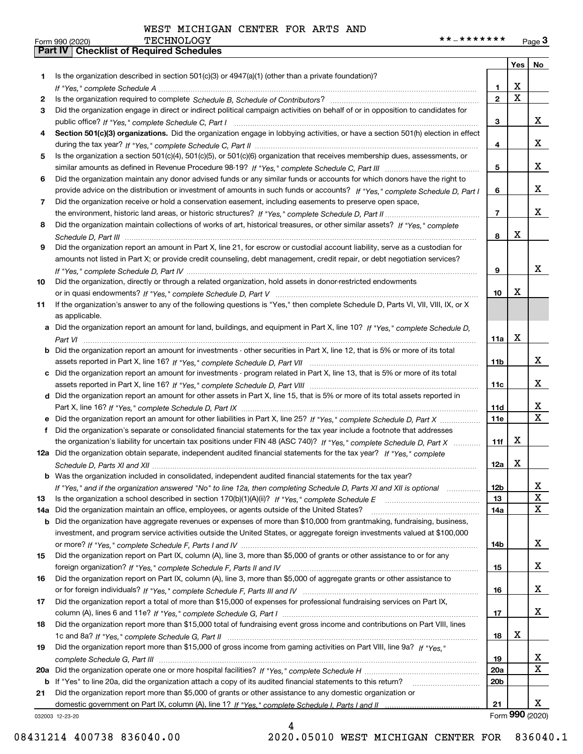WEST MICHIGAN CENTER FOR ARTS AND TECHNOLOGY

Form 990 (2020) **-******* Page 3

**Part IV | Checklist of Required Schedules**

| | | | Yes | No |
|---|---|---|---|---|
| 1 | Is the organization described in section 501(c)(3) or 4947(a)(1) (other than a private foundation)? *If "Yes," complete Schedule A* | 1 | X | |
| 2 | Is the organization required to complete *Schedule B, Schedule of Contributors*? | 2 | X | |
| 3 | Did the organization engage in direct or indirect political campaign activities on behalf of or in opposition to candidates for public office? *If "Yes," complete Schedule C, Part I* | 3 | | X |
| 4 | **Section 501(c)(3) organizations.** Did the organization engage in lobbying activities, or have a section 501(h) election in effect during the tax year? *If "Yes," complete Schedule C, Part II* | 4 | | X |
| 5 | Is the organization a section 501(c)(4), 501(c)(5), or 501(c)(6) organization that receives membership dues, assessments, or similar amounts as defined in Revenue Procedure 98-19? *If "Yes," complete Schedule C, Part III* | 5 | | X |
| 6 | Did the organization maintain any donor advised funds or any similar funds or accounts for which donors have the right to provide advice on the distribution or investment of amounts in such funds or accounts? *If "Yes," complete Schedule D, Part I* | 6 | | X |
| 7 | Did the organization receive or hold a conservation easement, including easements to preserve open space, the environment, historic land areas, or historic structures? *If "Yes," complete Schedule D, Part II* | 7 | | X |
| 8 | Did the organization maintain collections of works of art, historical treasures, or other similar assets? *If "Yes," complete Schedule D, Part III* | 8 | X | |
| 9 | Did the organization report an amount in Part X, line 21, for escrow or custodial account liability, serve as a custodian for amounts not listed in Part X; or provide credit counseling, debt management, credit repair, or debt negotiation services? *If "Yes," complete Schedule D, Part IV* | 9 | | X |
| 10 | Did the organization, directly or through a related organization, hold assets in donor-restricted endowments or in quasi endowments? *If "Yes," complete Schedule D, Part V* | 10 | X | |
| 11 | If the organization's answer to any of the following questions is "Yes," then complete Schedule D, Parts VI, VII, VIII, IX, or X as applicable. | | | |
| a | Did the organization report an amount for land, buildings, and equipment in Part X, line 10? *If "Yes," complete Schedule D, Part VI* | 11a | X | |
| b | Did the organization report an amount for investments - other securities in Part X, line 12, that is 5% or more of its total assets reported in Part X, line 16? *If "Yes," complete Schedule D, Part VII* | 11b | | X |
| c | Did the organization report an amount for investments - program related in Part X, line 13, that is 5% or more of its total assets reported in Part X, line 16? *If "Yes," complete Schedule D, Part VIII* | 11c | | X |
| d | Did the organization report an amount for other assets in Part X, line 15, that is 5% or more of its total assets reported in Part X, line 16? *If "Yes," complete Schedule D, Part IX* | 11d | | X |
| e | Did the organization report an amount for other liabilities in Part X, line 25? *If "Yes," complete Schedule D, Part X* | 11e | | X |
| f | Did the organization's separate or consolidated financial statements for the tax year include a footnote that addresses the organization's liability for uncertain tax positions under FIN 48 (ASC 740)? *If "Yes," complete Schedule D, Part X* | 11f | X | |
| 12a | Did the organization obtain separate, independent audited financial statements for the tax year? *If "Yes," complete Schedule D, Parts XI and XII* | 12a | X | |
| b | Was the organization included in consolidated, independent audited financial statements for the tax year? *If "Yes," and if the organization answered "No" to line 12a, then completing Schedule D, Parts XI and XII is optional* | 12b | | X |
| 13 | Is the organization a school described in section 170(b)(1)(A)(ii)? *If "Yes," complete Schedule E* | 13 | | X |
| 14a | Did the organization maintain an office, employees, or agents outside of the United States? | 14a | | X |
| b | Did the organization have aggregate revenues or expenses of more than $10,000 from grantmaking, fundraising, business, investment, and program service activities outside the United States, or aggregate foreign investments valued at $100,000 or more? *If "Yes," complete Schedule F, Parts I and IV* | 14b | | X |
| 15 | Did the organization report on Part IX, column (A), line 3, more than $5,000 of grants or other assistance to or for any foreign organization? *If "Yes," complete Schedule F, Parts II and IV* | 15 | | X |
| 16 | Did the organization report on Part IX, column (A), line 3, more than $5,000 of aggregate grants or other assistance to or for foreign individuals? *If "Yes," complete Schedule F, Parts III and IV* | 16 | | X |
| 17 | Did the organization report a total of more than $15,000 of expenses for professional fundraising services on Part IX, column (A), lines 6 and 11e? *If "Yes," complete Schedule G, Part I* | 17 | | X |
| 18 | Did the organization report more than $15,000 total of fundraising event gross income and contributions on Part VIII, lines 1c and 8a? *If "Yes," complete Schedule G, Part II* | 18 | X | |
| 19 | Did the organization report more than $15,000 of gross income from gaming activities on Part VIII, line 9a? *If "Yes," complete Schedule G, Part III* | 19 | | X |
| 20a | Did the organization operate one or more hospital facilities? *If "Yes," complete Schedule H* | 20a | | X |
| b | If "Yes" to line 20a, did the organization attach a copy of its audited financial statements to this return? | 20b | | |
| 21 | Did the organization report more than $5,000 of grants or other assistance to any domestic organization or domestic government on Part IX, column (A), line 1? *If "Yes," complete Schedule I, Parts I and II* | 21 | | X |

032003 12-23-20 Form **990** (2020)

08431214 400738 836040.00 2020.05010 WEST MICHIGAN CENTER FOR 836040.1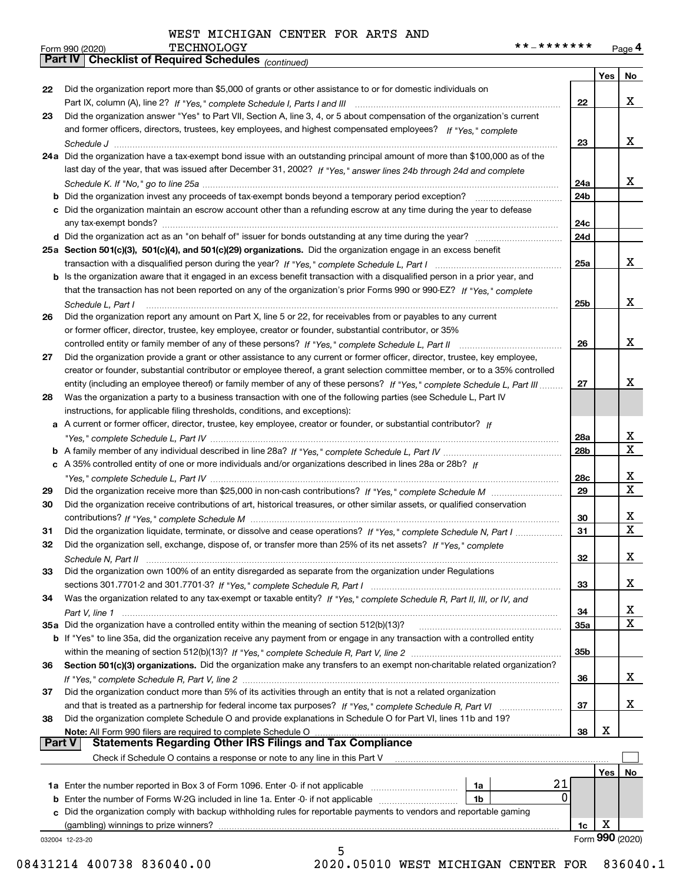WEST MICHIGAN CENTER FOR ARTS AND TECHNOLOGY

Form 990 (2020) **-******* Page 4

## Part IV Checklist of Required Schedules *(continued)*

| | | | Yes | No |
|---|---|---|---|---|
| 22 | Did the organization report more than $5,000 of grants or other assistance to or for domestic individuals on Part IX, column (A), line 2? *If "Yes," complete Schedule I, Parts I and III* | 22 | | X |
| 23 | Did the organization answer "Yes" to Part VII, Section A, line 3, 4, or 5 about compensation of the organization's current and former officers, directors, trustees, key employees, and highest compensated employees? *If "Yes," complete Schedule J* | 23 | | X |
| 24a | Did the organization have a tax-exempt bond issue with an outstanding principal amount of more than $100,000 as of the last day of the year, that was issued after December 31, 2002? *If "Yes," answer lines 24b through 24d and complete Schedule K. If "No," go to line 25a* | 24a | | X |
| b | Did the organization invest any proceeds of tax-exempt bonds beyond a temporary period exception? | 24b | | |
| c | Did the organization maintain an escrow account other than a refunding escrow at any time during the year to defease any tax-exempt bonds? | 24c | | |
| d | Did the organization act as an "on behalf of" issuer for bonds outstanding at any time during the year? | 24d | | |
| 25a | **Section 501(c)(3), 501(c)(4), and 501(c)(29) organizations.** Did the organization engage in an excess benefit transaction with a disqualified person during the year? *If "Yes," complete Schedule L, Part I* | 25a | | X |
| b | Is the organization aware that it engaged in an excess benefit transaction with a disqualified person in a prior year, and that the transaction has not been reported on any of the organization's prior Forms 990 or 990-EZ? *If "Yes," complete Schedule L, Part I* | 25b | | X |
| 26 | Did the organization report any amount on Part X, line 5 or 22, for receivables from or payables to any current or former officer, director, trustee, key employee, creator or founder, substantial contributor, or 35% controlled entity or family member of any of these persons? *If "Yes," complete Schedule L, Part II* | 26 | | X |
| 27 | Did the organization provide a grant or other assistance to any current or former officer, director, trustee, key employee, creator or founder, substantial contributor or employee thereof, a grant selection committee member, or to a 35% controlled entity (including an employee thereof) or family member of any of these persons? *If "Yes," complete Schedule L, Part III* | 27 | | X |
| 28 | Was the organization a party to a business transaction with one of the following parties (see Schedule L, Part IV instructions, for applicable filing thresholds, conditions, and exceptions): | | | |
| a | A current or former officer, director, trustee, key employee, creator or founder, or substantial contributor? *If "Yes," complete Schedule L, Part IV* | 28a | | X |
| b | A family member of any individual described in line 28a? *If "Yes," complete Schedule L, Part IV* | 28b | | X |
| c | A 35% controlled entity of one or more individuals and/or organizations described in lines 28a or 28b? *If "Yes," complete Schedule L, Part IV* | 28c | | X |
| 29 | Did the organization receive more than $25,000 in non-cash contributions? *If "Yes," complete Schedule M* | 29 | | X |
| 30 | Did the organization receive contributions of art, historical treasures, or other similar assets, or qualified conservation contributions? *If "Yes," complete Schedule M* | 30 | | X |
| 31 | Did the organization liquidate, terminate, or dissolve and cease operations? *If "Yes," complete Schedule N, Part I* | 31 | | X |
| 32 | Did the organization sell, exchange, dispose of, or transfer more than 25% of its net assets? *If "Yes," complete Schedule N, Part II* | 32 | | X |
| 33 | Did the organization own 100% of an entity disregarded as separate from the organization under Regulations sections 301.7701-2 and 301.7701-3? *If "Yes," complete Schedule R, Part I* | 33 | | X |
| 34 | Was the organization related to any tax-exempt or taxable entity? *If "Yes," complete Schedule R, Part II, III, or IV, and Part V, line 1* | 34 | | X |
| 35a | Did the organization have a controlled entity within the meaning of section 512(b)(13)? | 35a | | X |
| b | If "Yes" to line 35a, did the organization receive any payment from or engage in any transaction with a controlled entity within the meaning of section 512(b)(13)? *If "Yes," complete Schedule R, Part V, line 2* | 35b | | |
| 36 | **Section 501(c)(3) organizations.** Did the organization make any transfers to an exempt non-charitable related organization? *If "Yes," complete Schedule R, Part V, line 2* | 36 | | X |
| 37 | Did the organization conduct more than 5% of its activities through an entity that is not a related organization and that is treated as a partnership for federal income tax purposes? *If "Yes," complete Schedule R, Part VI* | 37 | | X |
| 38 | Did the organization complete Schedule O and provide explanations in Schedule O for Part VI, lines 11b and 19? **Note:** All Form 990 filers are required to complete Schedule O | 38 | X | |

## Part V Statements Regarding Other IRS Filings and Tax Compliance

Check if Schedule O contains a response or note to any line in this Part V ☐

| | | | | | Yes | No |
|---|---|---|---|---|---|---|
| 1a | Enter the number reported in Box 3 of Form 1096. Enter -0- if not applicable | 1a | 21 | | | |
| b | Enter the number of Forms W-2G included in line 1a. Enter -0- if not applicable | 1b | 0 | | | |
| c | Did the organization comply with backup withholding rules for reportable payments to vendors and reportable gaming (gambling) winnings to prize winners? | | | 1c | X | |

032004 12-23-20 Form **990** (2020)

08431214 400738 836040.00 2020.05010 WEST MICHIGAN CENTER FOR 836040.1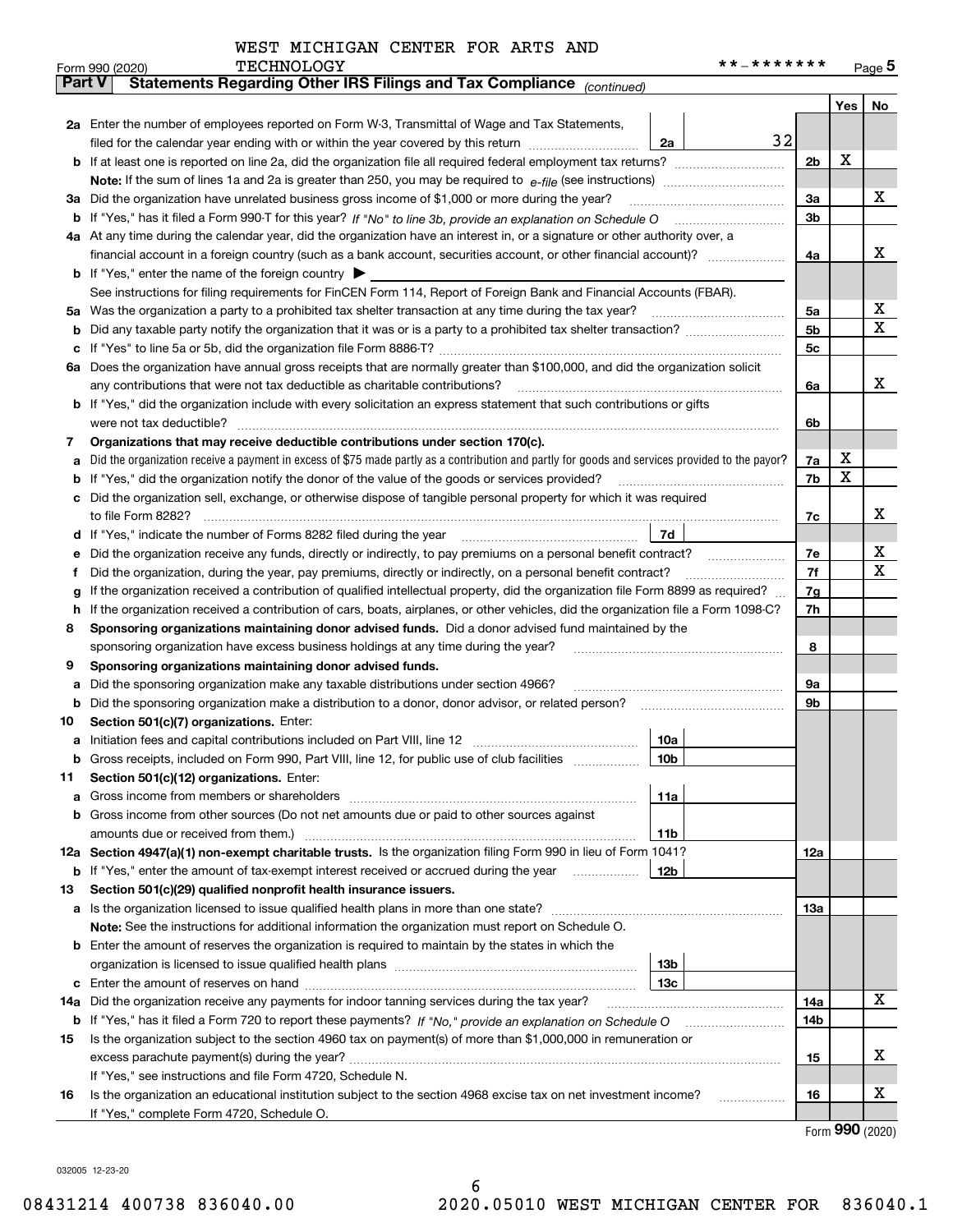WEST MICHIGAN CENTER FOR ARTS AND TECHNOLOGY

Form 990 (2020) **-******* Page 5

**Part V Statements Regarding Other IRS Filings and Tax Compliance** *(continued)*

| | | | | Yes | No |
|---|---|---|---|---|---|
| **2a** | Enter the number of employees reported on Form W-3, Transmittal of Wage and Tax Statements, filed for the calendar year ending with or within the year covered by this return | 2a | 32 | | |
| **b** | If at least one is reported on line 2a, did the organization file all required federal employment tax returns? | | 2b | X | |
| | **Note:** If the sum of lines 1a and 2a is greater than 250, you may be required to *e-file* (see instructions) | | | | |
| **3a** | Did the organization have unrelated business gross income of $1,000 or more during the year? | | 3a | | X |
| **b** | If "Yes," has it filed a Form 990-T for this year? *If "No" to line 3b, provide an explanation on Schedule O* | | 3b | | |
| **4a** | At any time during the calendar year, did the organization have an interest in, or a signature or other authority over, a financial account in a foreign country (such as a bank account, securities account, or other financial account)? | | 4a | | X |
| **b** | If "Yes," enter the name of the foreign country ▶ | | | | |
| | See instructions for filing requirements for FinCEN Form 114, Report of Foreign Bank and Financial Accounts (FBAR). | | | | |
| **5a** | Was the organization a party to a prohibited tax shelter transaction at any time during the tax year? | | 5a | | X |
| **b** | Did any taxable party notify the organization that it was or is a party to a prohibited tax shelter transaction? | | 5b | | X |
| **c** | If "Yes" to line 5a or 5b, did the organization file Form 8886-T? | | 5c | | |
| **6a** | Does the organization have annual gross receipts that are normally greater than $100,000, and did the organization solicit any contributions that were not tax deductible as charitable contributions? | | 6a | | X |
| **b** | If "Yes," did the organization include with every solicitation an express statement that such contributions or gifts were not tax deductible? | | 6b | | |
| **7** | **Organizations that may receive deductible contributions under section 170(c).** | | | | |
| **a** | Did the organization receive a payment in excess of $75 made partly as a contribution and partly for goods and services provided to the payor? | | 7a | X | |
| **b** | If "Yes," did the organization notify the donor of the value of the goods or services provided? | | 7b | X | |
| **c** | Did the organization sell, exchange, or otherwise dispose of tangible personal property for which it was required to file Form 8282? | | 7c | | X |
| **d** | If "Yes," indicate the number of Forms 8282 filed during the year | 7d | | | |
| **e** | Did the organization receive any funds, directly or indirectly, to pay premiums on a personal benefit contract? | | 7e | | X |
| **f** | Did the organization, during the year, pay premiums, directly or indirectly, on a personal benefit contract? | | 7f | | X |
| **g** | If the organization received a contribution of qualified intellectual property, did the organization file Form 8899 as required? | | 7g | | |
| **h** | If the organization received a contribution of cars, boats, airplanes, or other vehicles, did the organization file a Form 1098-C? | | 7h | | |
| **8** | **Sponsoring organizations maintaining donor advised funds.** Did a donor advised fund maintained by the sponsoring organization have excess business holdings at any time during the year? | | 8 | | |
| **9** | **Sponsoring organizations maintaining donor advised funds.** | | | | |
| **a** | Did the sponsoring organization make any taxable distributions under section 4966? | | 9a | | |
| **b** | Did the sponsoring organization make a distribution to a donor, donor advisor, or related person? | | 9b | | |
| **10** | **Section 501(c)(7) organizations.** Enter: | | | | |
| **a** | Initiation fees and capital contributions included on Part VIII, line 12 | 10a | | | |
| **b** | Gross receipts, included on Form 990, Part VIII, line 12, for public use of club facilities | 10b | | | |
| **11** | **Section 501(c)(12) organizations.** Enter: | | | | |
| **a** | Gross income from members or shareholders | 11a | | | |
| **b** | Gross income from other sources (Do not net amounts due or paid to other sources against amounts due or received from them.) | 11b | | | |
| **12a** | **Section 4947(a)(1) non-exempt charitable trusts.** Is the organization filing Form 990 in lieu of Form 1041? | | 12a | | |
| **b** | If "Yes," enter the amount of tax-exempt interest received or accrued during the year | 12b | | | |
| **13** | **Section 501(c)(29) qualified nonprofit health insurance issuers.** | | | | |
| **a** | Is the organization licensed to issue qualified health plans in more than one state? | | 13a | | |
| | **Note:** See the instructions for additional information the organization must report on Schedule O. | | | | |
| **b** | Enter the amount of reserves the organization is required to maintain by the states in which the organization is licensed to issue qualified health plans | 13b | | | |
| **c** | Enter the amount of reserves on hand | 13c | | | |
| **14a** | Did the organization receive any payments for indoor tanning services during the tax year? | | 14a | | X |
| **b** | If "Yes," has it filed a Form 720 to report these payments? *If "No," provide an explanation on Schedule O* | | 14b | | |
| **15** | Is the organization subject to the section 4960 tax on payment(s) of more than $1,000,000 in remuneration or excess parachute payment(s) during the year? | | 15 | | X |
| | If "Yes," see instructions and file Form 4720, Schedule N. | | | | |
| **16** | Is the organization an educational institution subject to the section 4968 excise tax on net investment income? | | 16 | | X |
| | If "Yes," complete Form 4720, Schedule O. | | | | |

Form **990** (2020)

032005 12-23-20

08431214 400738 836040.00 2020.05010 WEST MICHIGAN CENTER FOR 836040.1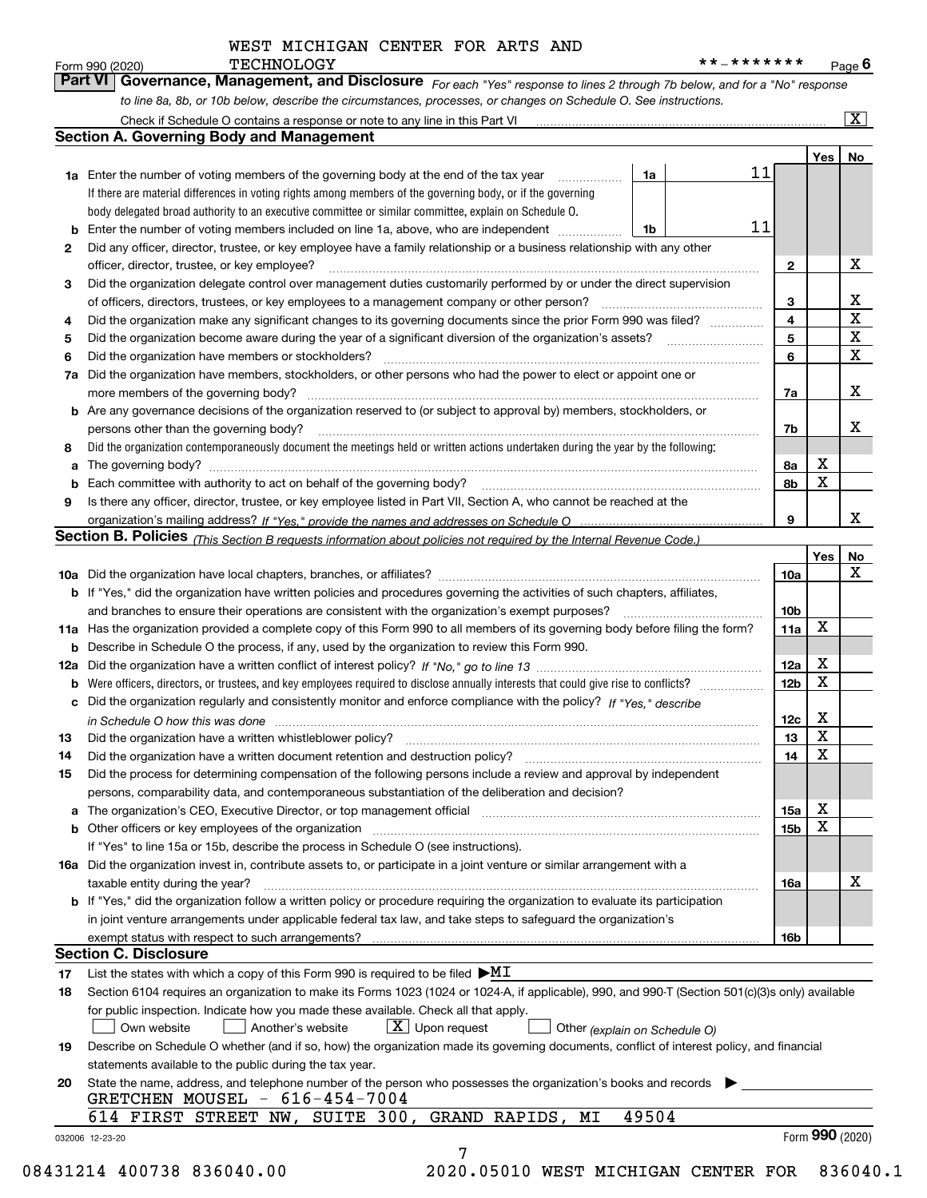WEST MICHIGAN CENTER FOR ARTS AND TECHNOLOGY

Form 990 (2020) **-******* Page 6

**Part VI Governance, Management, and Disclosure** *For each "Yes" response to lines 2 through 7b below, and for a "No" response to line 8a, 8b, or 10b below, describe the circumstances, processes, or changes on Schedule O. See instructions.*

Check if Schedule O contains a response or note to any line in this Part VI [X]

## Section A. Governing Body and Management

| | | | | Yes | No |
|---|---|---|---|---|---|
| 1a | Enter the number of voting members of the governing body at the end of the tax year. If there are material differences in voting rights among members of the governing body, or if the governing body delegated broad authority to an executive committee or similar committee, explain on Schedule O. | 1a | 11 | | |
| b | Enter the number of voting members included on line 1a, above, who are independent | 1b | 11 | | |
| 2 | Did any officer, director, trustee, or key employee have a family relationship or a business relationship with any other officer, director, trustee, or key employee? | 2 | | | X |
| 3 | Did the organization delegate control over management duties customarily performed by or under the direct supervision of officers, directors, trustees, or key employees to a management company or other person? | 3 | | | X |
| 4 | Did the organization make any significant changes to its governing documents since the prior Form 990 was filed? | 4 | | | X |
| 5 | Did the organization become aware during the year of a significant diversion of the organization's assets? | 5 | | | X |
| 6 | Did the organization have members or stockholders? | 6 | | | X |
| 7a | Did the organization have members, stockholders, or other persons who had the power to elect or appoint one or more members of the governing body? | 7a | | | X |
| b | Are any governance decisions of the organization reserved to (or subject to approval by) members, stockholders, or persons other than the governing body? | 7b | | | X |
| 8 | Did the organization contemporaneously document the meetings held or written actions undertaken during the year by the following: | | | | |
| a | The governing body? | 8a | | X | |
| b | Each committee with authority to act on behalf of the governing body? | 8b | | X | |
| 9 | Is there any officer, director, trustee, or key employee listed in Part VII, Section A, who cannot be reached at the organization's mailing address? *If "Yes," provide the names and addresses on Schedule O* | 9 | | | X |

## Section B. Policies *(This Section B requests information about policies not required by the Internal Revenue Code.)*

| | | | Yes | No |
|---|---|---|---|---|
| 10a | Did the organization have local chapters, branches, or affiliates? | 10a | | X |
| b | If "Yes," did the organization have written policies and procedures governing the activities of such chapters, affiliates, and branches to ensure their operations are consistent with the organization's exempt purposes? | 10b | | |
| 11a | Has the organization provided a complete copy of this Form 990 to all members of its governing body before filing the form? | 11a | X | |
| b | Describe in Schedule O the process, if any, used by the organization to review this Form 990. | | | |
| 12a | Did the organization have a written conflict of interest policy? *If "No," go to line 13* | 12a | X | |
| b | Were officers, directors, or trustees, and key employees required to disclose annually interests that could give rise to conflicts? | 12b | X | |
| c | Did the organization regularly and consistently monitor and enforce compliance with the policy? *If "Yes," describe in Schedule O how this was done* | 12c | X | |
| 13 | Did the organization have a written whistleblower policy? | 13 | X | |
| 14 | Did the organization have a written document retention and destruction policy? | 14 | X | |
| 15 | Did the process for determining compensation of the following persons include a review and approval by independent persons, comparability data, and contemporaneous substantiation of the deliberation and decision? | | | |
| a | The organization's CEO, Executive Director, or top management official | 15a | X | |
| b | Other officers or key employees of the organization | 15b | X | |
| | If "Yes" to line 15a or 15b, describe the process in Schedule O (see instructions). | | | |
| 16a | Did the organization invest in, contribute assets to, or participate in a joint venture or similar arrangement with a taxable entity during the year? | 16a | | X |
| b | If "Yes," did the organization follow a written policy or procedure requiring the organization to evaluate its participation in joint venture arrangements under applicable federal tax law, and take steps to safeguard the organization's exempt status with respect to such arrangements? | 16b | | |

## Section C. Disclosure

17 List the states with which a copy of this Form 990 is required to be filed ▶MI

18 Section 6104 requires an organization to make its Forms 1023 (1024 or 1024-A, if applicable), 990, and 990-T (Section 501(c)(3)s only) available for public inspection. Indicate how you made these available. Check all that apply.

[ ] Own website [ ] Another's website [X] Upon request [ ] Other *(explain on Schedule O)*

19 Describe on Schedule O whether (and if so, how) the organization made its governing documents, conflict of interest policy, and financial statements available to the public during the tax year.

20 State the name, address, and telephone number of the person who possesses the organization's books and records ▶

GRETCHEN MOUSEL - 616-454-7004

614 FIRST STREET NW, SUITE 300, GRAND RAPIDS, MI 49504

032006 12-23-20 Form **990** (2020)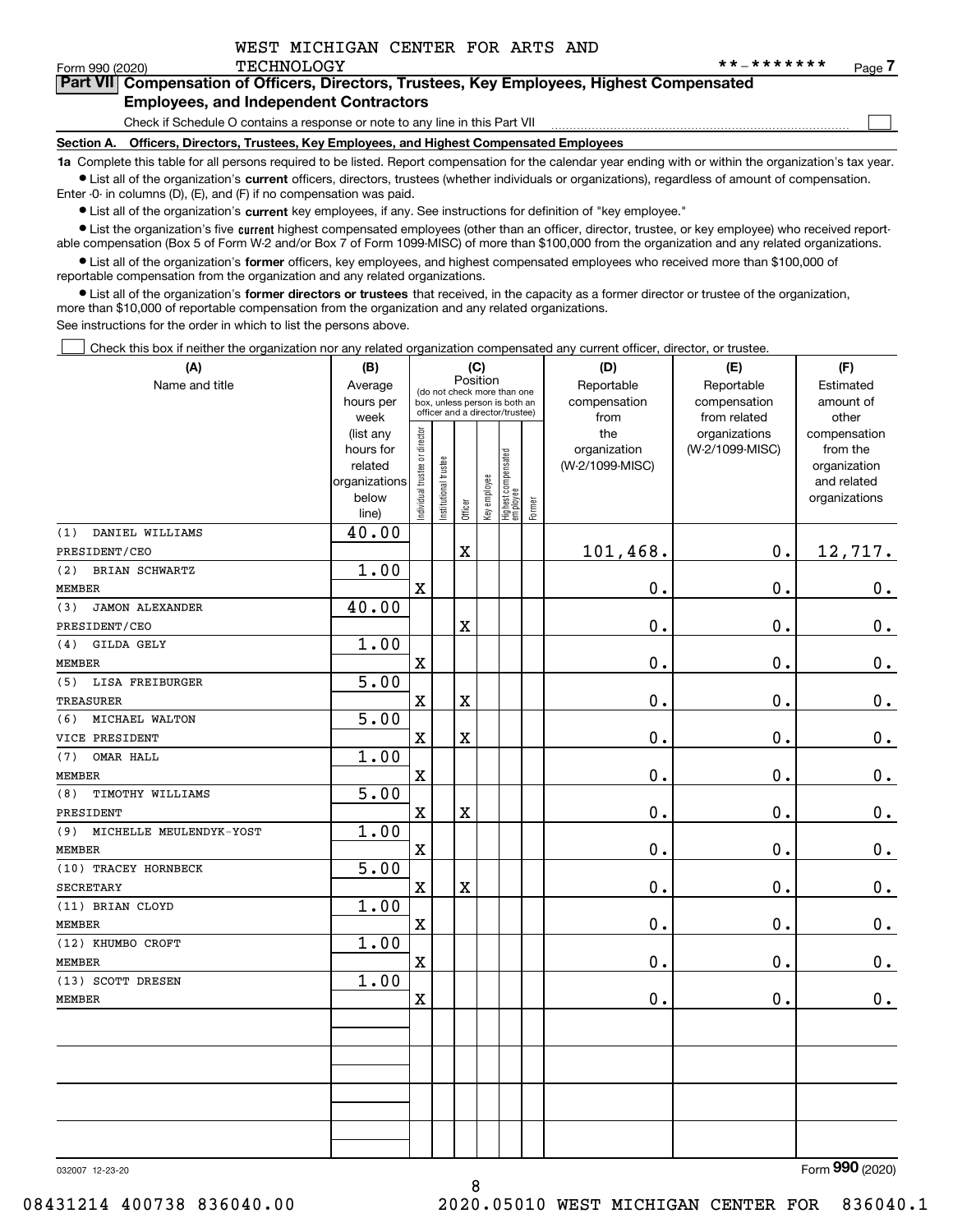WEST MICHIGAN CENTER FOR ARTS AND TECHNOLOGY

Form 990 (2020) **-******* Page 7

## Part VII Compensation of Officers, Directors, Trustees, Key Employees, Highest Compensated Employees, and Independent Contractors

Check if Schedule O contains a response or note to any line in this Part VII

### Section A. Officers, Directors, Trustees, Key Employees, and Highest Compensated Employees

**1a** Complete this table for all persons required to be listed. Report compensation for the calendar year ending with or within the organization's tax year.

- List all of the organization's **current** officers, directors, trustees (whether individuals or organizations), regardless of amount of compensation. Enter -0- in columns (D), (E), and (F) if no compensation was paid.
- List all of the organization's **current** key employees, if any. See instructions for definition of "key employee."
- List the organization's five **current** highest compensated employees (other than an officer, director, trustee, or key employee) who received reportable compensation (Box 5 of Form W-2 and/or Box 7 of Form 1099-MISC) of more than $100,000 from the organization and any related organizations.
- List all of the organization's **former** officers, key employees, and highest compensated employees who received more than $100,000 of reportable compensation from the organization and any related organizations.
- List all of the organization's **former directors or trustees** that received, in the capacity as a former director or trustee of the organization, more than $10,000 of reportable compensation from the organization and any related organizations.

See instructions for the order in which to list the persons above.

Check this box if neither the organization nor any related organization compensated any current officer, director, or trustee.

| (A) Name and title | (B) Average hours per week (list any hours for related organizations below line) | (C) Position: Individual trustee or director | Institutional trustee | Officer | Key employee | Highest compensated employee | Former | (D) Reportable compensation from the organization (W-2/1099-MISC) | (E) Reportable compensation from related organizations (W-2/1099-MISC) | (F) Estimated amount of other compensation from the organization and related organizations |
|---|---|---|---|---|---|---|---|---|---|---|
| (1) DANIEL WILLIAMS<br>PRESIDENT/CEO | 40.00 | | | X | | | | 101,468. | 0. | 12,717. |
| (2) BRIAN SCHWARTZ<br>MEMBER | 1.00 | X | | | | | | 0. | 0. | 0. |
| (3) JAMON ALEXANDER<br>PRESIDENT/CEO | 40.00 | | | X | | | | 0. | 0. | 0. |
| (4) GILDA GELY<br>MEMBER | 1.00 | X | | | | | | 0. | 0. | 0. |
| (5) LISA FREIBURGER<br>TREASURER | 5.00 | X | | X | | | | 0. | 0. | 0. |
| (6) MICHAEL WALTON<br>VICE PRESIDENT | 5.00 | X | | X | | | | 0. | 0. | 0. |
| (7) OMAR HALL<br>MEMBER | 1.00 | X | | | | | | 0. | 0. | 0. |
| (8) TIMOTHY WILLIAMS<br>PRESIDENT | 5.00 | X | | X | | | | 0. | 0. | 0. |
| (9) MICHELLE MEULENDYK-YOST<br>MEMBER | 1.00 | X | | | | | | 0. | 0. | 0. |
| (10) TRACEY HORNBECK<br>SECRETARY | 5.00 | X | | X | | | | 0. | 0. | 0. |
| (11) BRIAN CLOYD<br>MEMBER | 1.00 | X | | | | | | 0. | 0. | 0. |
| (12) KHUMBO CROFT<br>MEMBER | 1.00 | X | | | | | | 0. | 0. | 0. |
| (13) SCOTT DRESEN<br>MEMBER | 1.00 | X | | | | | | 0. | 0. | 0. |

032007 12-23-20 Form 990 (2020)

08431214 400738 836040.00 2020.05010 WEST MICHIGAN CENTER FOR 836040.1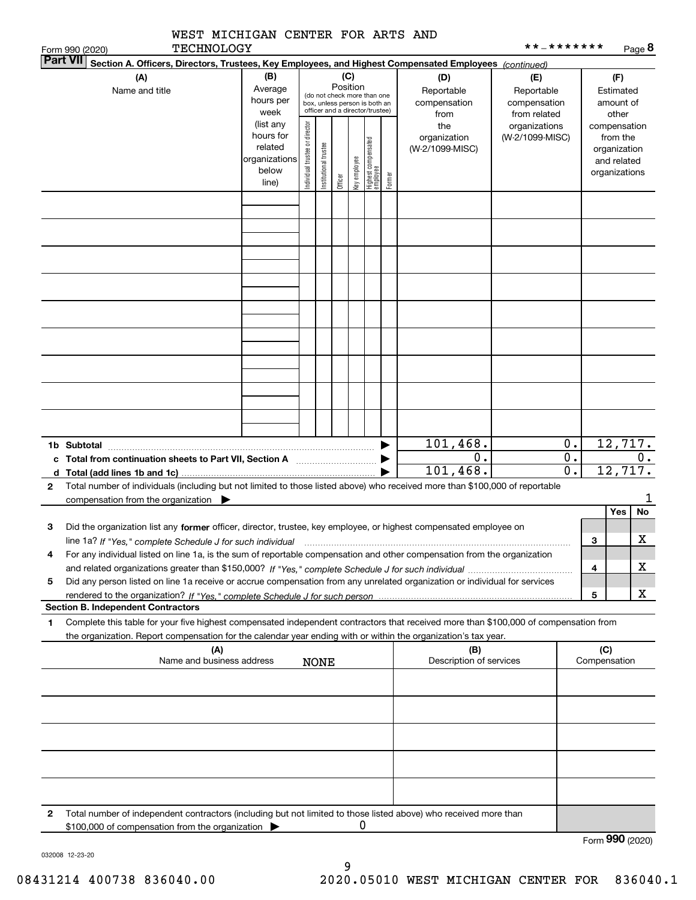WEST MICHIGAN CENTER FOR ARTS AND TECHNOLOGY

Form 990 (2020) **-******* Page 8

**Part VII** **Section A. Officers, Directors, Trustees, Key Employees, and Highest Compensated Employees** *(continued)*

| (A) Name and title | (B) Average hours per week (list any hours for related organizations below line) | (C) Position (do not check more than one box, unless person is both an officer and a director/trustee): Individual trustee or director | Institutional trustee | Officer | Key employee | Highest compensated employee | Former | (D) Reportable compensation from the organization (W-2/1099-MISC) | (E) Reportable compensation from related organizations (W-2/1099-MISC) | (F) Estimated amount of other compensation from the organization and related organizations |
|---|---|---|---|---|---|---|---|---|---|---|
| | | | | | | | | | | |
| | | | | | | | | | | |
| | | | | | | | | | | |
| | | | | | | | | | | |
| | | | | | | | | | | |
| | | | | | | | | | | |
| | | | | | | | | | | |
| | | | | | | | | | | |
| | | | | | | | | | | |
| **1b Subtotal** | | | | | | | | 101,468. | 0. | 12,717. |
| **c Total from continuation sheets to Part VII, Section A** | | | | | | | | 0. | 0. | 0. |
| **d Total (add lines 1b and 1c)** | | | | | | | | 101,468. | 0. | 12,717. |

**2** Total number of individuals (including but not limited to those listed above) who received more than $100,000 of reportable compensation from the organization ▶ 1

| | | | Yes | No |
|---|---|---|---|---|
| **3** | Did the organization list any **former** officer, director, trustee, key employee, or highest compensated employee on line 1a? *If "Yes," complete Schedule J for such individual* | 3 | | X |
| **4** | For any individual listed on line 1a, is the sum of reportable compensation and other compensation from the organization and related organizations greater than $150,000? *If "Yes," complete Schedule J for such individual* | 4 | | X |
| **5** | Did any person listed on line 1a receive or accrue compensation from any unrelated organization or individual for services rendered to the organization? *If "Yes," complete Schedule J for such person* | 5 | | X |

**Section B. Independent Contractors**

**1** Complete this table for your five highest compensated independent contractors that received more than $100,000 of compensation from the organization. Report compensation for the calendar year ending with or within the organization's tax year.

| (A) Name and business address | (B) Description of services | (C) Compensation |
|---|---|---|
| NONE | | |
| | | |
| | | |
| | | |
| | | |
| | | |

**2** Total number of independent contractors (including but not limited to those listed above) who received more than $100,000 of compensation from the organization ▶ 0

Form **990** (2020)

032008 12-23-20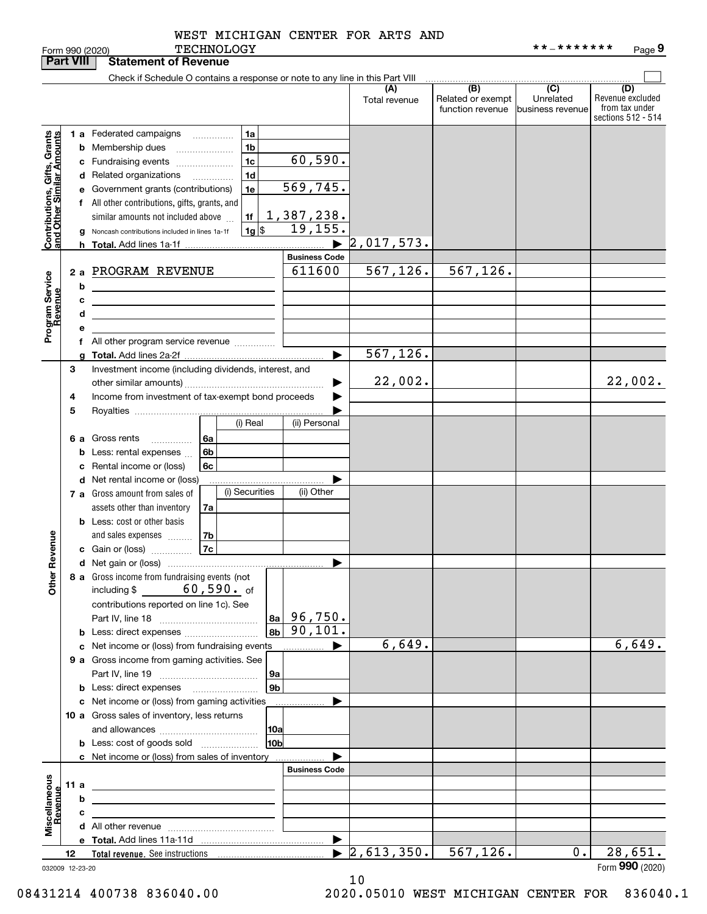Form 990 (2020) WEST MICHIGAN CENTER FOR ARTS AND TECHNOLOGY **-******* Page 9

## Part VIII Statement of Revenue

Check if Schedule O contains a response or note to any line in this Part VIII

| | | | (A) Total revenue | (B) Related or exempt function revenue | (C) Unrelated business revenue | (D) Revenue excluded from tax under sections 512 - 514 |
|---|---|---|---|---|---|---|
| **Contributions, Gifts, Grants and Other Similar Amounts** | | | | | | |
| 1 a Federated campaigns | 1a | | | | | |
| b Membership dues | 1b | | | | | |
| c Fundraising events | 1c | 60,590. | | | | |
| d Related organizations | 1d | | | | | |
| e Government grants (contributions) | 1e | 569,745. | | | | |
| f All other contributions, gifts, grants, and similar amounts not included above | 1f | 1,387,238. | | | | |
| g Noncash contributions included in lines 1a-1f | 1g $ | 19,155. | | | | |
| h **Total.** Add lines 1a-1f | | | 2,017,573. | | | |
| **Program Service Revenue** | | Business Code | | | | |
| 2 a PROGRAM REVENUE | | 611600 | 567,126. | 567,126. | | |
| b | | | | | | |
| c | | | | | | |
| d | | | | | | |
| e | | | | | | |
| f All other program service revenue | | | | | | |
| g **Total.** Add lines 2a-2f | | | 567,126. | | | |
| **Other Revenue** | | | | | | |
| 3 Investment income (including dividends, interest, and other similar amounts) | | | 22,002. | | | 22,002. |
| 4 Income from investment of tax-exempt bond proceeds | | | | | | |
| 5 Royalties | | | | | | |
| | (i) Real | (ii) Personal | | | | |
| 6 a Gross rents (6a) | | | | | | |
| b Less: rental expenses (6b) | | | | | | |
| c Rental income or (loss) (6c) | | | | | | |
| d Net rental income or (loss) | | | | | | |
| | (i) Securities | (ii) Other | | | | |
| 7 a Gross amount from sales of assets other than inventory (7a) | | | | | | |
| b Less: cost or other basis and sales expenses (7b) | | | | | | |
| c Gain or (loss) (7c) | | | | | | |
| d Net gain or (loss) | | | | | | |
| 8 a Gross income from fundraising events (not including $ 60,590. of contributions reported on line 1c). See Part IV, line 18 | 8a | 96,750. | | | | |
| b Less: direct expenses | 8b | 90,101. | | | | |
| c Net income or (loss) from fundraising events | | | 6,649. | | | 6,649. |
| 9 a Gross income from gaming activities. See Part IV, line 19 | 9a | | | | | |
| b Less: direct expenses | 9b | | | | | |
| c Net income or (loss) from gaming activities | | | | | | |
| 10 a Gross sales of inventory, less returns and allowances | 10a | | | | | |
| b Less: cost of goods sold | 10b | | | | | |
| c Net income or (loss) from sales of inventory | | | | | | |
| **Miscellaneous Revenue** | | Business Code | | | | |
| 11 a | | | | | | |
| b | | | | | | |
| c | | | | | | |
| d All other revenue | | | | | | |
| e **Total.** Add lines 11a-11d | | | | | | |
| 12 **Total revenue.** See instructions | | | 2,613,350. | 567,126. | 0. | 28,651. |

032009 12-23-20 Form **990** (2020)

08431214 400738 836040.00 2020.05010 WEST MICHIGAN CENTER FOR 836040.1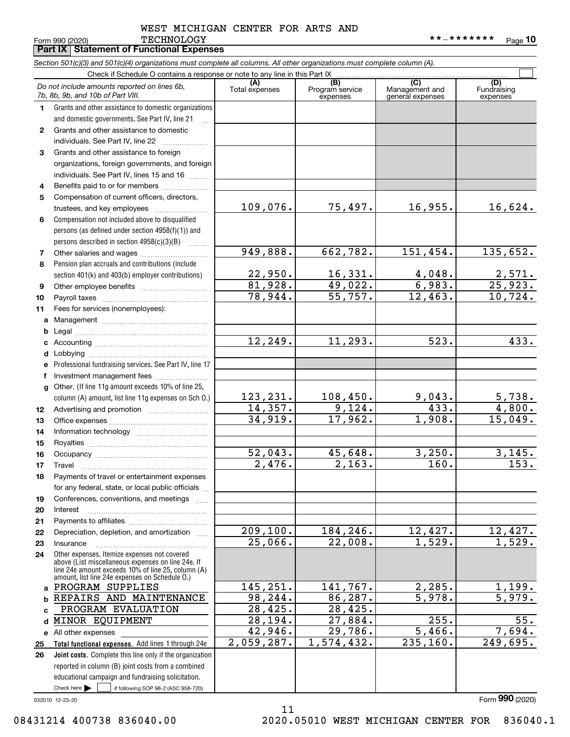Form 990 (2020) WEST MICHIGAN CENTER FOR ARTS AND TECHNOLOGY **-******* Page 10

**Part IX Statement of Functional Expenses**

*Section 501(c)(3) and 501(c)(4) organizations must complete all columns. All other organizations must complete column (A).*

Check if Schedule O contains a response or note to any line in this Part IX ☐

| *Do not include amounts reported on lines 6b, 7b, 8b, 9b, and 10b of Part VIII.* | (A) Total expenses | (B) Program service expenses | (C) Management and general expenses | (D) Fundraising expenses |
|---|---|---|---|---|
| **1** Grants and other assistance to domestic organizations and domestic governments. See Part IV, line 21 | | | | |
| **2** Grants and other assistance to domestic individuals. See Part IV, line 22 | | | | |
| **3** Grants and other assistance to foreign organizations, foreign governments, and foreign individuals. See Part IV, lines 15 and 16 | | | | |
| **4** Benefits paid to or for members | | | | |
| **5** Compensation of current officers, directors, trustees, and key employees | 109,076. | 75,497. | 16,955. | 16,624. |
| **6** Compensation not included above to disqualified persons (as defined under section 4958(f)(1)) and persons described in section 4958(c)(3)(B) | | | | |
| **7** Other salaries and wages | 949,888. | 662,782. | 151,454. | 135,652. |
| **8** Pension plan accruals and contributions (include section 401(k) and 403(b) employer contributions) | 22,950. | 16,331. | 4,048. | 2,571. |
| **9** Other employee benefits | 81,928. | 49,022. | 6,983. | 25,923. |
| **10** Payroll taxes | 78,944. | 55,757. | 12,463. | 10,724. |
| **11** Fees for services (nonemployees): | | | | |
| **a** Management | | | | |
| **b** Legal | | | | |
| **c** Accounting | 12,249. | 11,293. | 523. | 433. |
| **d** Lobbying | | | | |
| **e** Professional fundraising services. See Part IV, line 17 | | | | |
| **f** Investment management fees | | | | |
| **g** Other. (If line 11g amount exceeds 10% of line 25, column (A) amount, list line 11g expenses on Sch O.) | 123,231. | 108,450. | 9,043. | 5,738. |
| **12** Advertising and promotion | 14,357. | 9,124. | 433. | 4,800. |
| **13** Office expenses | 34,919. | 17,962. | 1,908. | 15,049. |
| **14** Information technology | | | | |
| **15** Royalties | | | | |
| **16** Occupancy | 52,043. | 45,648. | 3,250. | 3,145. |
| **17** Travel | 2,476. | 2,163. | 160. | 153. |
| **18** Payments of travel or entertainment expenses for any federal, state, or local public officials | | | | |
| **19** Conferences, conventions, and meetings | | | | |
| **20** Interest | | | | |
| **21** Payments to affiliates | | | | |
| **22** Depreciation, depletion, and amortization | 209,100. | 184,246. | 12,427. | 12,427. |
| **23** Insurance | 25,066. | 22,008. | 1,529. | 1,529. |
| **24** Other expenses. Itemize expenses not covered above (List miscellaneous expenses on line 24e. If line 24e amount exceeds 10% of line 25, column (A) amount, list line 24e expenses on Schedule O.) | | | | |
| **a** PROGRAM SUPPLIES | 145,251. | 141,767. | 2,285. | 1,199. |
| **b** REPAIRS AND MAINTENANCE | 98,244. | 86,287. | 5,978. | 5,979. |
| **c** PROGRAM EVALUATION | 28,425. | 28,425. | | |
| **d** MINOR EQUIPMENT | 28,194. | 27,884. | 255. | 55. |
| **e** All other expenses | 42,946. | 29,786. | 5,466. | 7,694. |
| **25** **Total functional expenses.** Add lines 1 through 24e | 2,059,287. | 1,574,432. | 235,160. | 249,695. |
| **26** **Joint costs.** Complete this line only if the organization reported in column (B) joint costs from a combined educational campaign and fundraising solicitation. Check here ☐ if following SOP 98-2 (ASC 958-720) | | | | |

032010 12-23-20

Form **990** (2020)

08431214 400738 836040.00 2020.05010 WEST MICHIGAN CENTER FOR 836040.1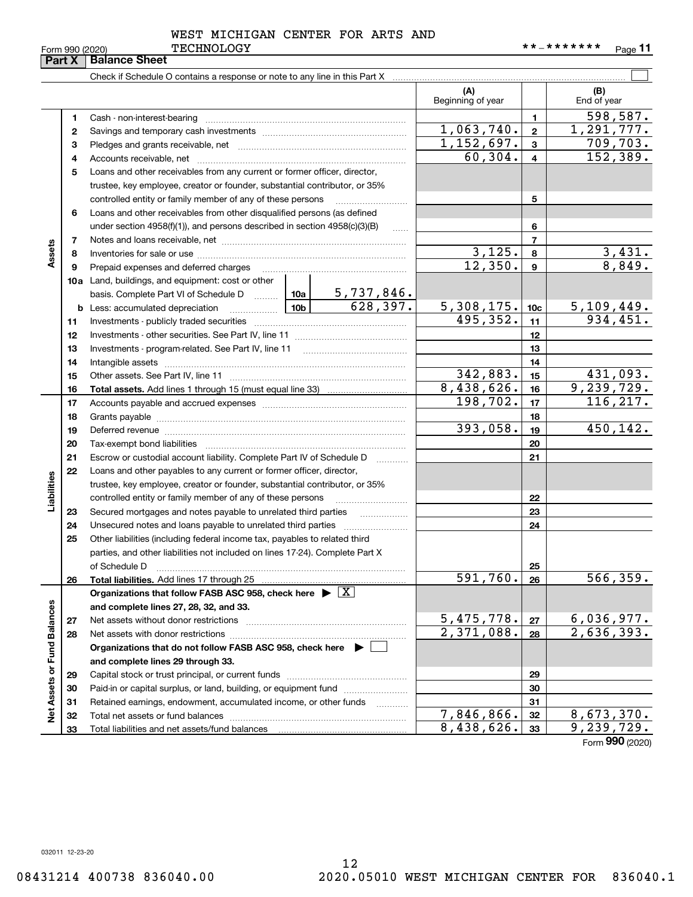WEST MICHIGAN CENTER FOR ARTS AND TECHNOLOGY

Form 990 (2020) **-******* Page 11

## Part X Balance Sheet

Check if Schedule O contains a response or note to any line in this Part X ☐

| | | | | (A) Beginning of year | | (B) End of year |
|---|---|---|---|---|---|---|
| Assets | 1 | Cash - non-interest-bearing | | | 1 | 598,587. |
| | 2 | Savings and temporary cash investments | | 1,063,740. | 2 | 1,291,777. |
| | 3 | Pledges and grants receivable, net | | 1,152,697. | 3 | 709,703. |
| | 4 | Accounts receivable, net | | 60,304. | 4 | 152,389. |
| | 5 | Loans and other receivables from any current or former officer, director, trustee, key employee, creator or founder, substantial contributor, or 35% controlled entity or family member of any of these persons | | | 5 | |
| | 6 | Loans and other receivables from other disqualified persons (as defined under section 4958(f)(1)), and persons described in section 4958(c)(3)(B) | | | 6 | |
| | 7 | Notes and loans receivable, net | | | 7 | |
| | 8 | Inventories for sale or use | | 3,125. | 8 | 3,431. |
| | 9 | Prepaid expenses and deferred charges | | 12,350. | 9 | 8,849. |
| | 10a | Land, buildings, and equipment: cost or other basis. Complete Part VI of Schedule D | 10a 5,737,846. | | | |
| | b | Less: accumulated depreciation | 10b 628,397. | 5,308,175. | 10c | 5,109,449. |
| | 11 | Investments - publicly traded securities | | 495,352. | 11 | 934,451. |
| | 12 | Investments - other securities. See Part IV, line 11 | | | 12 | |
| | 13 | Investments - program-related. See Part IV, line 11 | | | 13 | |
| | 14 | Intangible assets | | | 14 | |
| | 15 | Other assets. See Part IV, line 11 | | 342,883. | 15 | 431,093. |
| | 16 | **Total assets.** Add lines 1 through 15 (must equal line 33) | | 8,438,626. | 16 | 9,239,729. |
| Liabilities | 17 | Accounts payable and accrued expenses | | 198,702. | 17 | 116,217. |
| | 18 | Grants payable | | | 18 | |
| | 19 | Deferred revenue | | 393,058. | 19 | 450,142. |
| | 20 | Tax-exempt bond liabilities | | | 20 | |
| | 21 | Escrow or custodial account liability. Complete Part IV of Schedule D | | | 21 | |
| | 22 | Loans and other payables to any current or former officer, director, trustee, key employee, creator or founder, substantial contributor, or 35% controlled entity or family member of any of these persons | | | 22 | |
| | 23 | Secured mortgages and notes payable to unrelated third parties | | | 23 | |
| | 24 | Unsecured notes and loans payable to unrelated third parties | | | 24 | |
| | 25 | Other liabilities (including federal income tax, payables to related third parties, and other liabilities not included on lines 17-24). Complete Part X of Schedule D | | | 25 | |
| | 26 | **Total liabilities.** Add lines 17 through 25 | | 591,760. | 26 | 566,359. |
| Net Assets or Fund Balances | | **Organizations that follow FASB ASC 958, check here** ▶ ☒ **and complete lines 27, 28, 32, and 33.** | | | | |
| | 27 | Net assets without donor restrictions | | 5,475,778. | 27 | 6,036,977. |
| | 28 | Net assets with donor restrictions | | 2,371,088. | 28 | 2,636,393. |
| | | **Organizations that do not follow FASB ASC 958, check here** ▶ ☐ **and complete lines 29 through 33.** | | | | |
| | 29 | Capital stock or trust principal, or current funds | | | 29 | |
| | 30 | Paid-in or capital surplus, or land, building, or equipment fund | | | 30 | |
| | 31 | Retained earnings, endowment, accumulated income, or other funds | | | 31 | |
| | 32 | Total net assets or fund balances | | 7,846,866. | 32 | 8,673,370. |
| | 33 | Total liabilities and net assets/fund balances | | 8,438,626. | 33 | 9,239,729. |

Form **990** (2020)

032011 12-23-20

08431214 400738 836040.00 2020.05010 WEST MICHIGAN CENTER FOR 836040.1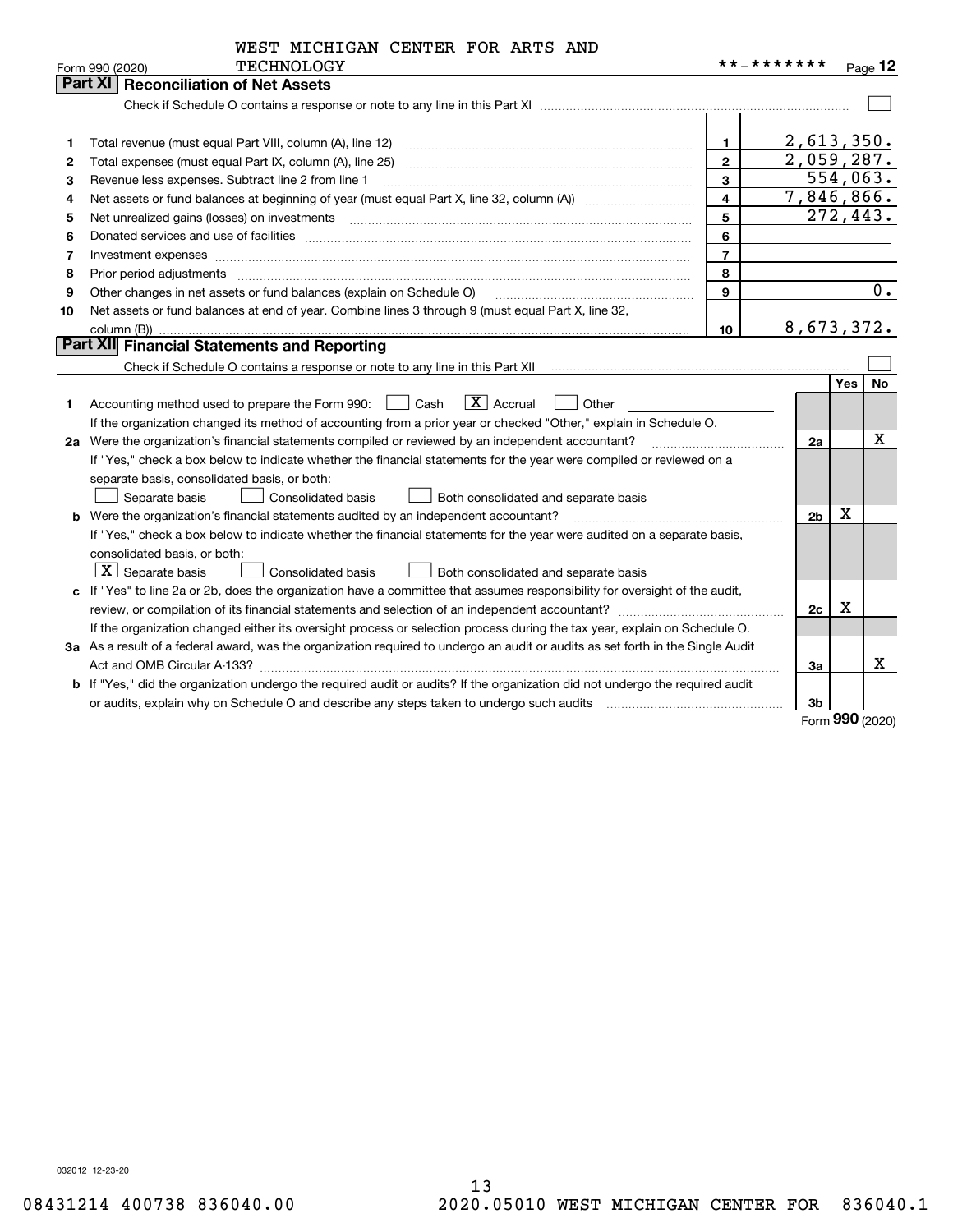WEST MICHIGAN CENTER FOR ARTS AND TECHNOLOGY

Form 990 (2020) | **-******* | Page 12

## Part XI Reconciliation of Net Assets

Check if Schedule O contains a response or note to any line in this Part XI ☐

| | | | |
|---|---|---|---|
| 1 | Total revenue (must equal Part VIII, column (A), line 12) | 1 | 2,613,350. |
| 2 | Total expenses (must equal Part IX, column (A), line 25) | 2 | 2,059,287. |
| 3 | Revenue less expenses. Subtract line 2 from line 1 | 3 | 554,063. |
| 4 | Net assets or fund balances at beginning of year (must equal Part X, line 32, column (A)) | 4 | 7,846,866. |
| 5 | Net unrealized gains (losses) on investments | 5 | 272,443. |
| 6 | Donated services and use of facilities | 6 | |
| 7 | Investment expenses | 7 | |
| 8 | Prior period adjustments | 8 | |
| 9 | Other changes in net assets or fund balances (explain on Schedule O) | 9 | 0. |
| 10 | Net assets or fund balances at end of year. Combine lines 3 through 9 (must equal Part X, line 32, column (B)) | 10 | 8,673,372. |

## Part XII Financial Statements and Reporting

Check if Schedule O contains a response or note to any line in this Part XII ☐

| | | | Yes | No |
|---|---|---|---|---|
| 1 | Accounting method used to prepare the Form 990: ☐ Cash ☒ Accrual ☐ Other<br>If the organization changed its method of accounting from a prior year or checked "Other," explain in Schedule O. | | | |
| 2a | Were the organization's financial statements compiled or reviewed by an independent accountant?<br>If "Yes," check a box below to indicate whether the financial statements for the year were compiled or reviewed on a separate basis, consolidated basis, or both:<br>☐ Separate basis ☐ Consolidated basis ☐ Both consolidated and separate basis | 2a | | X |
| b | Were the organization's financial statements audited by an independent accountant?<br>If "Yes," check a box below to indicate whether the financial statements for the year were audited on a separate basis, consolidated basis, or both:<br>☒ Separate basis ☐ Consolidated basis ☐ Both consolidated and separate basis | 2b | X | |
| c | If "Yes" to line 2a or 2b, does the organization have a committee that assumes responsibility for oversight of the audit, review, or compilation of its financial statements and selection of an independent accountant?<br>If the organization changed either its oversight process or selection process during the tax year, explain on Schedule O. | 2c | X | |
| 3a | As a result of a federal award, was the organization required to undergo an audit or audits as set forth in the Single Audit Act and OMB Circular A-133? | 3a | | X |
| b | If "Yes," did the organization undergo the required audit or audits? If the organization did not undergo the required audit or audits, explain why on Schedule O and describe any steps taken to undergo such audits | 3b | | |

Form **990** (2020)

032012 12-23-20

08431214 400738 836040.00 2020.05010 WEST MICHIGAN CENTER FOR 836040.1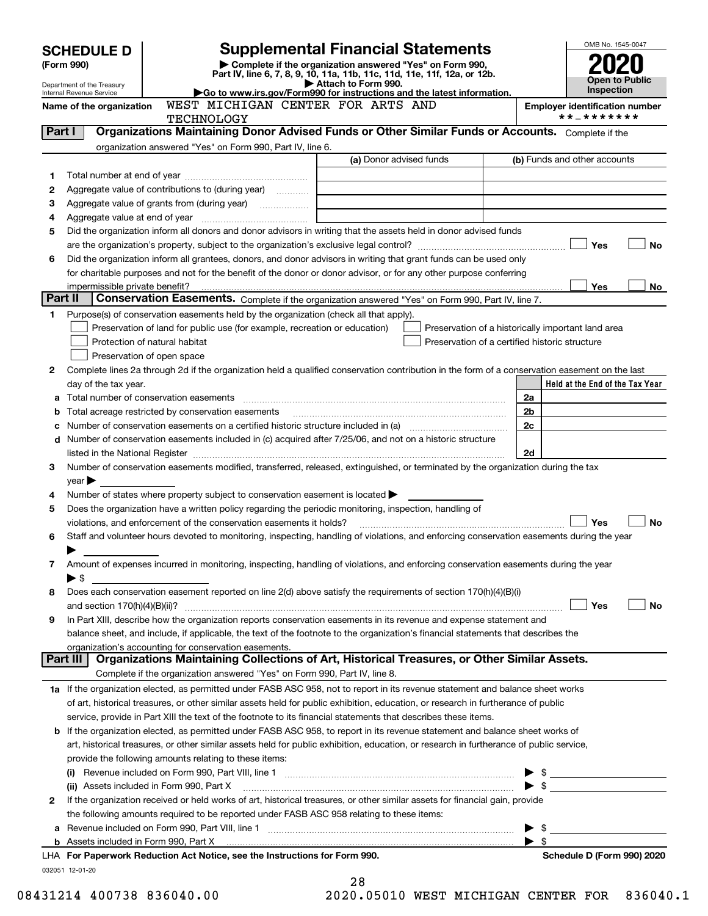# SCHEDULE D (Form 990)

## Supplemental Financial Statements

▶ Complete if the organization answered "Yes" on Form 990, Part IV, line 6, 7, 8, 9, 10, 11a, 11b, 11c, 11d, 11e, 11f, 12a, or 12b.
▶ Attach to Form 990.
▶Go to www.irs.gov/Form990 for instructions and the latest information.

Department of the Treasury
Internal Revenue Service

OMB No. 1545-0047

**2020**

**Open to Public Inspection**

Name of the organization: WEST MICHIGAN CENTER FOR ARTS AND TECHNOLOGY

Employer identification number: **_*******

### Part I Organizations Maintaining Donor Advised Funds or Other Similar Funds or Accounts.
Complete if the organization answered "Yes" on Form 990, Part IV, line 6.

| | | (a) Donor advised funds | (b) Funds and other accounts |
|---|---|---|---|
| 1 | Total number at end of year | | |
| 2 | Aggregate value of contributions to (during year) | | |
| 3 | Aggregate value of grants from (during year) | | |
| 4 | Aggregate value at end of year | | |

5 Did the organization inform all donors and donor advisors in writing that the assets held in donor advised funds are the organization's property, subject to the organization's exclusive legal control? ☐ Yes ☐ No

6 Did the organization inform all grantees, donors, and donor advisors in writing that grant funds can be used only for charitable purposes and not for the benefit of the donor or donor advisor, or for any other purpose conferring impermissible private benefit? ☐ Yes ☐ No

### Part II Conservation Easements.
Complete if the organization answered "Yes" on Form 990, Part IV, line 7.

1 Purpose(s) of conservation easements held by the organization (check all that apply).

- ☐ Preservation of land for public use (for example, recreation or education)
- ☐ Protection of natural habitat
- ☐ Preservation of open space
- ☐ Preservation of a historically important land area
- ☐ Preservation of a certified historic structure

2 Complete lines 2a through 2d if the organization held a qualified conservation contribution in the form of a conservation easement on the last day of the tax year.

| | | | Held at the End of the Tax Year |
|---|---|---|---|
| a | Total number of conservation easements | 2a | |
| b | Total acreage restricted by conservation easements | 2b | |
| c | Number of conservation easements on a certified historic structure included in (a) | 2c | |
| d | Number of conservation easements included in (c) acquired after 7/25/06, and not on a historic structure listed in the National Register | 2d | |

3 Number of conservation easements modified, transferred, released, extinguished, or terminated by the organization during the tax year ▶

4 Number of states where property subject to conservation easement is located ▶

5 Does the organization have a written policy regarding the periodic monitoring, inspection, handling of violations, and enforcement of the conservation easements it holds? ☐ Yes ☐ No

6 Staff and volunteer hours devoted to monitoring, inspecting, handling of violations, and enforcing conservation easements during the year ▶

7 Amount of expenses incurred in monitoring, inspecting, handling of violations, and enforcing conservation easements during the year ▶ $

8 Does each conservation easement reported on line 2(d) above satisfy the requirements of section 170(h)(4)(B)(i) and section 170(h)(4)(B)(ii)? ☐ Yes ☐ No

9 In Part XIII, describe how the organization reports conservation easements in its revenue and expense statement and balance sheet, and include, if applicable, the text of the footnote to the organization's financial statements that describes the organization's accounting for conservation easements.

### Part III Organizations Maintaining Collections of Art, Historical Treasures, or Other Similar Assets.
Complete if the organization answered "Yes" on Form 990, Part IV, line 8.

1a If the organization elected, as permitted under FASB ASC 958, not to report in its revenue statement and balance sheet works of art, historical treasures, or other similar assets held for public exhibition, education, or research in furtherance of public service, provide in Part XIII the text of the footnote to its financial statements that describes these items.

b If the organization elected, as permitted under FASB ASC 958, to report in its revenue statement and balance sheet works of art, historical treasures, or other similar assets held for public exhibition, education, or research in furtherance of public service, provide the following amounts relating to these items:

(i) Revenue included on Form 990, Part VIII, line 1 ▶ $

(ii) Assets included in Form 990, Part X ▶ $

2 If the organization received or held works of art, historical treasures, or other similar assets for financial gain, provide the following amounts required to be reported under FASB ASC 958 relating to these items:

a Revenue included on Form 990, Part VIII, line 1 ▶ $

b Assets included in Form 990, Part X ▶ $

LHA For Paperwork Reduction Act Notice, see the Instructions for Form 990. Schedule D (Form 990) 2020

032051 12-01-20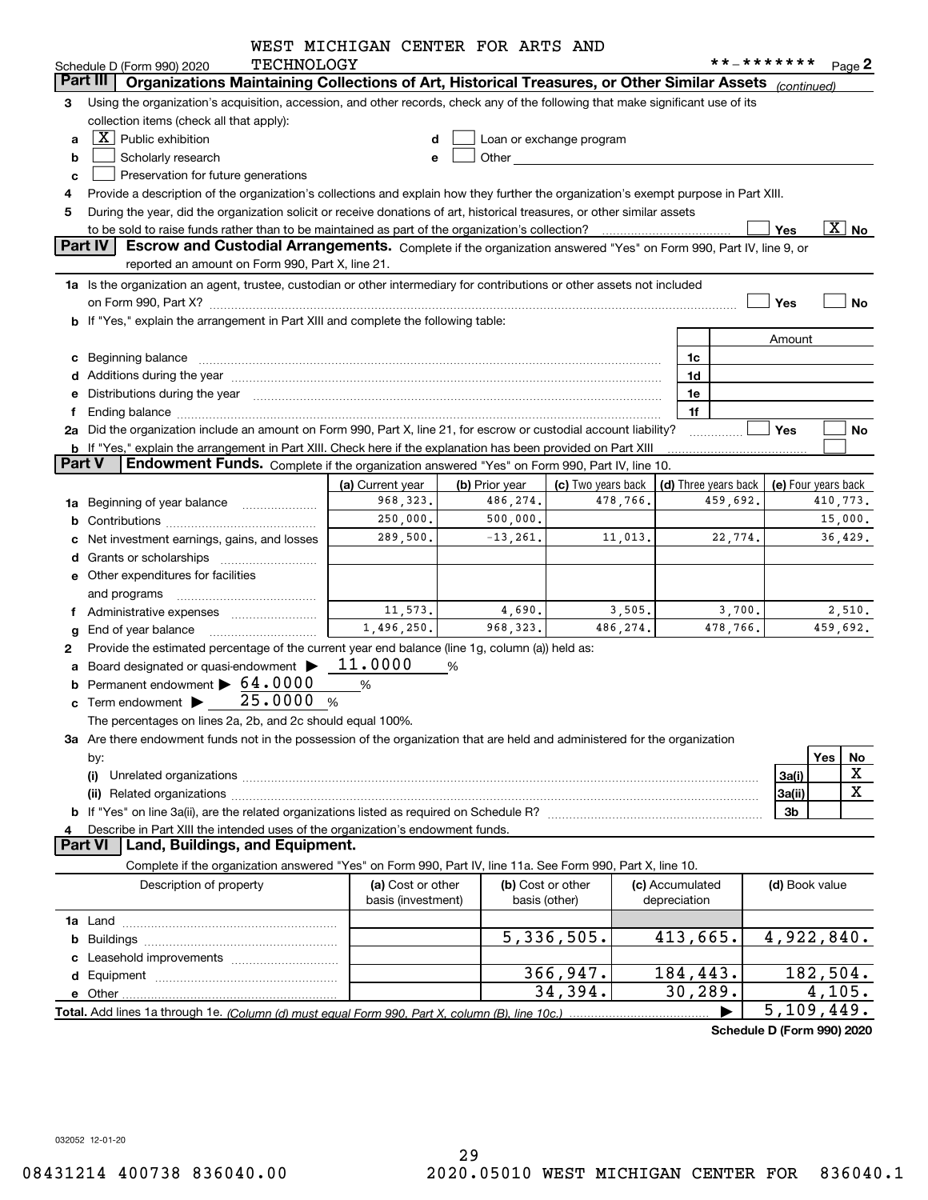WEST MICHIGAN CENTER FOR ARTS AND TECHNOLOGY

Schedule D (Form 990) 2020 **-******* Page 2

## Part III Organizations Maintaining Collections of Art, Historical Treasures, or Other Similar Assets *(continued)*

3 Using the organization's acquisition, accession, and other records, check any of the following that make significant use of its collection items (check all that apply):

- a [X] Public exhibition
- b [ ] Scholarly research
- c [ ] Preservation for future generations
- d [ ] Loan or exchange program
- e [ ] Other

4 Provide a description of the organization's collections and explain how they further the organization's exempt purpose in Part XIII.

5 During the year, did the organization solicit or receive donations of art, historical treasures, or other similar assets to be sold to raise funds rather than to be maintained as part of the organization's collection? [ ] Yes [X] No

## Part IV Escrow and Custodial Arrangements.

Complete if the organization answered "Yes" on Form 990, Part IV, line 9, or reported an amount on Form 990, Part X, line 21.

1a Is the organization an agent, trustee, custodian or other intermediary for contributions or other assets not included on Form 990, Part X? [ ] Yes [ ] No

b If "Yes," explain the arrangement in Part XIII and complete the following table:

| | | Amount |
|---|---|---|
| c Beginning balance | 1c | |
| d Additions during the year | 1d | |
| e Distributions during the year | 1e | |
| f Ending balance | 1f | |

2a Did the organization include an amount on Form 990, Part X, line 21, for escrow or custodial account liability? [ ] Yes [ ] No

b If "Yes," explain the arrangement in Part XIII. Check here if the explanation has been provided on Part XIII [ ]

## Part V Endowment Funds.

Complete if the organization answered "Yes" on Form 990, Part IV, line 10.

| | (a) Current year | (b) Prior year | (c) Two years back | (d) Three years back | (e) Four years back |
|---|---|---|---|---|---|
| 1a Beginning of year balance | 968,323. | 486,274. | 478,766. | 459,692. | 410,773. |
| b Contributions | 250,000. | 500,000. | | | 15,000. |
| c Net investment earnings, gains, and losses | 289,500. | -13,261. | 11,013. | 22,774. | 36,429. |
| d Grants or scholarships | | | | | |
| e Other expenditures for facilities and programs | | | | | |
| f Administrative expenses | 11,573. | 4,690. | 3,505. | 3,700. | 2,510. |
| g End of year balance | 1,496,250. | 968,323. | 486,274. | 478,766. | 459,692. |

2 Provide the estimated percentage of the current year end balance (line 1g, column (a)) held as:

- a Board designated or quasi-endowment ▶ 11.0000 %
- b Permanent endowment ▶ 64.0000 %
- c Term endowment ▶ 25.0000 %

The percentages on lines 2a, 2b, and 2c should equal 100%.

3a Are there endowment funds not in the possession of the organization that are held and administered for the organization by:

| | | Yes | No |
|---|---|---|---|
| (i) Unrelated organizations | 3a(i) | | X |
| (ii) Related organizations | 3a(ii) | | X |
| b If "Yes" on line 3a(ii), are the related organizations listed as required on Schedule R? | 3b | | |

4 Describe in Part XIII the intended uses of the organization's endowment funds.

## Part VI Land, Buildings, and Equipment.

Complete if the organization answered "Yes" on Form 990, Part IV, line 11a. See Form 990, Part X, line 10.

| Description of property | (a) Cost or other basis (investment) | (b) Cost or other basis (other) | (c) Accumulated depreciation | (d) Book value |
|---|---|---|---|---|
| 1a Land | | | | |
| b Buildings | | 5,336,505. | 413,665. | 4,922,840. |
| c Leasehold improvements | | | | |
| d Equipment | | 366,947. | 184,443. | 182,504. |
| e Other | | 34,394. | 30,289. | 4,105. |
| **Total.** Add lines 1a through 1e. *(Column (d) must equal Form 990, Part X, column (B), line 10c.)* | | | ▶ | 5,109,449. |

**Schedule D (Form 990) 2020**

032052 12-01-20

08431214 400738 836040.00 2020.05010 WEST MICHIGAN CENTER FOR 836040.1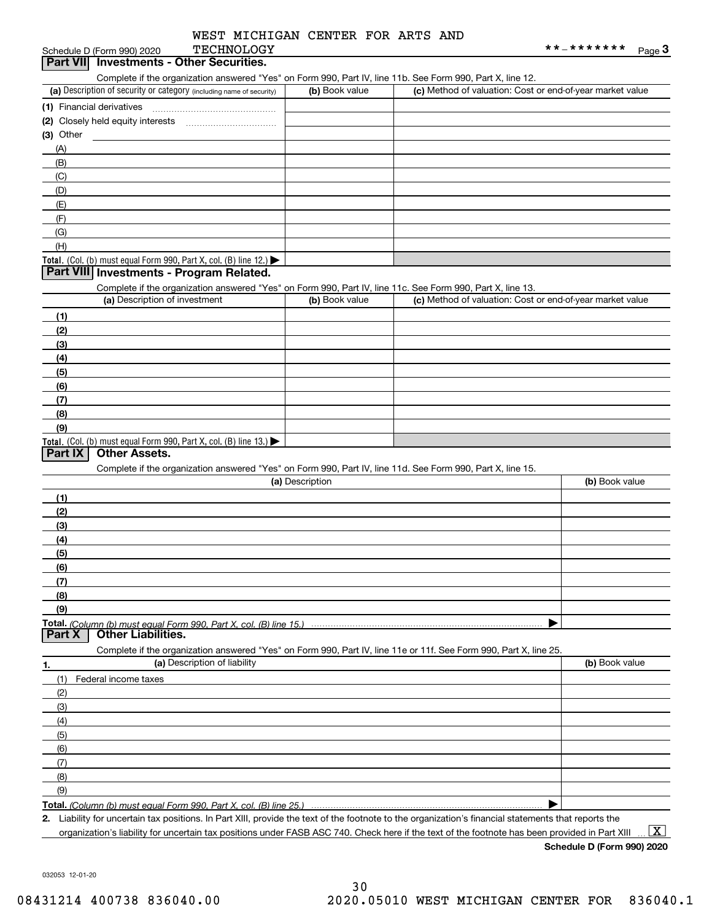WEST MICHIGAN CENTER FOR ARTS AND TECHNOLOGY

Schedule D (Form 990) 2020 **-******* Page 3

## Part VII Investments - Other Securities.

Complete if the organization answered "Yes" on Form 990, Part IV, line 11b. See Form 990, Part X, line 12.

| (a) Description of security or category (including name of security) | (b) Book value | (c) Method of valuation: Cost or end-of-year market value |
|---|---|---|
| (1) Financial derivatives | | |
| (2) Closely held equity interests | | |
| (3) Other | | |
| (A) | | |
| (B) | | |
| (C) | | |
| (D) | | |
| (E) | | |
| (F) | | |
| (G) | | |
| (H) | | |
| Total. (Col. (b) must equal Form 990, Part X, col. (B) line 12.) ▶ | | |

## Part VIII Investments - Program Related.

Complete if the organization answered "Yes" on Form 990, Part IV, line 11c. See Form 990, Part X, line 13.

| (a) Description of investment | (b) Book value | (c) Method of valuation: Cost or end-of-year market value |
|---|---|---|
| (1) | | |
| (2) | | |
| (3) | | |
| (4) | | |
| (5) | | |
| (6) | | |
| (7) | | |
| (8) | | |
| (9) | | |
| Total. (Col. (b) must equal Form 990, Part X, col. (B) line 13.) ▶ | | |

## Part IX Other Assets.

Complete if the organization answered "Yes" on Form 990, Part IV, line 11d. See Form 990, Part X, line 15.

| (a) Description | (b) Book value |
|---|---|
| (1) | |
| (2) | |
| (3) | |
| (4) | |
| (5) | |
| (6) | |
| (7) | |
| (8) | |
| (9) | |
| Total. *(Column (b) must equal Form 990, Part X, col. (B) line 15.)* ▶ | |

## Part X Other Liabilities.

Complete if the organization answered "Yes" on Form 990, Part IV, line 11e or 11f. See Form 990, Part X, line 25.

| 1. (a) Description of liability | (b) Book value |
|---|---|
| (1) Federal income taxes | |
| (2) | |
| (3) | |
| (4) | |
| (5) | |
| (6) | |
| (7) | |
| (8) | |
| (9) | |
| Total. *(Column (b) must equal Form 990, Part X, col. (B) line 25.)* ▶ | |

**2.** Liability for uncertain tax positions. In Part XIII, provide the text of the footnote to the organization's financial statements that reports the organization's liability for uncertain tax positions under FASB ASC 740. Check here if the text of the footnote has been provided in Part XIII ... [X]

**Schedule D (Form 990) 2020**

032053 12-01-20

08431214 400738 836040.00 2020.05010 WEST MICHIGAN CENTER FOR 836040.1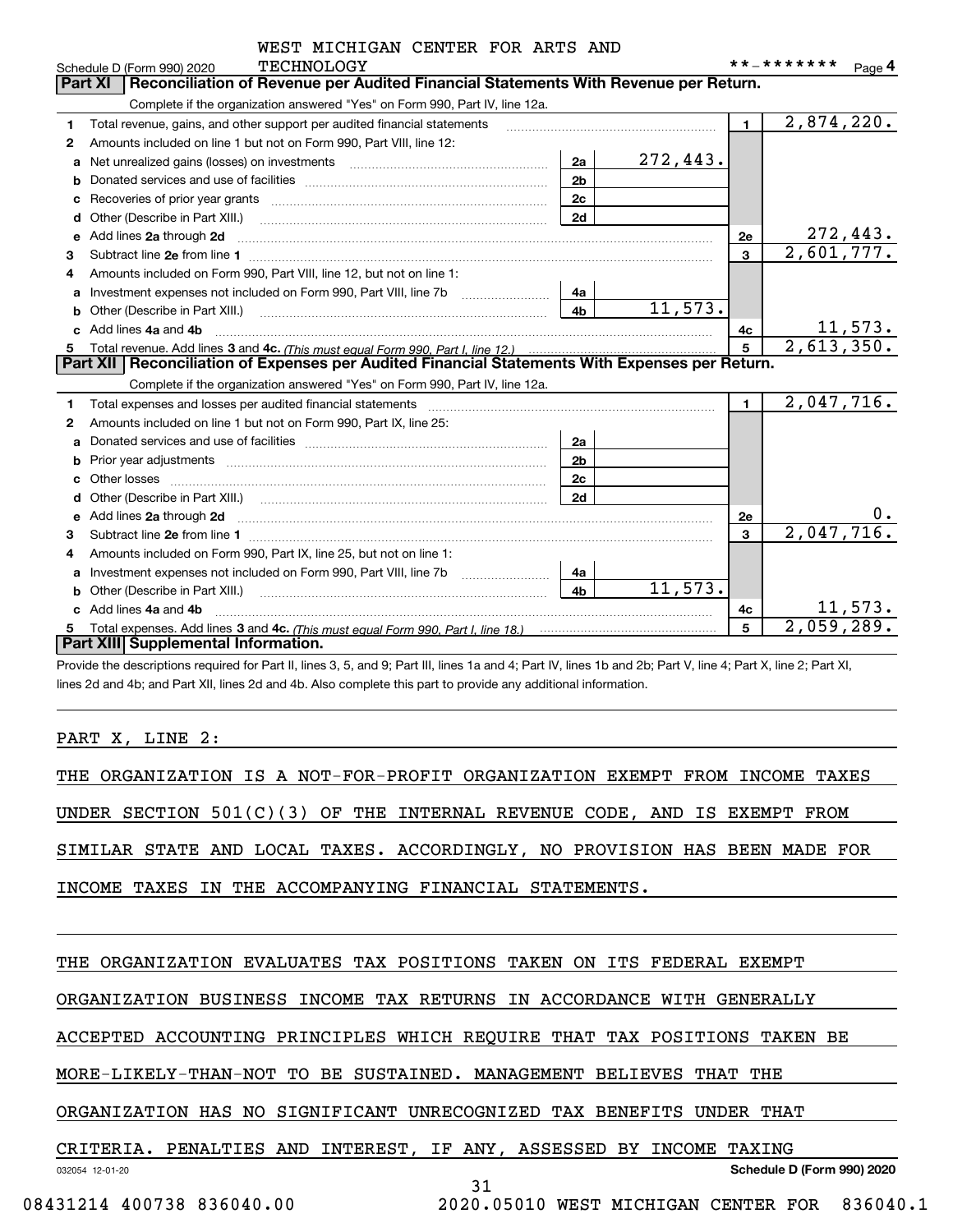Schedule D (Form 990) 2020 WEST MICHIGAN CENTER FOR ARTS AND TECHNOLOGY **-******* Page 4

## Part XI Reconciliation of Revenue per Audited Financial Statements With Revenue per Return.

Complete if the organization answered "Yes" on Form 990, Part IV, line 12a.

| | | | | | |
|---|---|---|---|---|---|
| 1 | Total revenue, gains, and other support per audited financial statements | | | 1 | 2,874,220. |
| 2 | Amounts included on line 1 but not on Form 990, Part VIII, line 12: | | | | |
| a | Net unrealized gains (losses) on investments | 2a | 272,443. | | |
| b | Donated services and use of facilities | 2b | | | |
| c | Recoveries of prior year grants | 2c | | | |
| d | Other (Describe in Part XIII.) | 2d | | | |
| e | Add lines 2a through 2d | | | 2e | 272,443. |
| 3 | Subtract line 2e from line 1 | | | 3 | 2,601,777. |
| 4 | Amounts included on Form 990, Part VIII, line 12, but not on line 1: | | | | |
| a | Investment expenses not included on Form 990, Part VIII, line 7b | 4a | | | |
| b | Other (Describe in Part XIII.) | 4b | 11,573. | | |
| c | Add lines 4a and 4b | | | 4c | 11,573. |
| 5 | Total revenue. Add lines 3 and 4c. *(This must equal Form 990, Part I, line 12.)* | | | 5 | 2,613,350. |

## Part XII Reconciliation of Expenses per Audited Financial Statements With Expenses per Return.

Complete if the organization answered "Yes" on Form 990, Part IV, line 12a.

| | | | | | |
|---|---|---|---|---|---|
| 1 | Total expenses and losses per audited financial statements | | | 1 | 2,047,716. |
| 2 | Amounts included on line 1 but not on Form 990, Part IX, line 25: | | | | |
| a | Donated services and use of facilities | 2a | | | |
| b | Prior year adjustments | 2b | | | |
| c | Other losses | 2c | | | |
| d | Other (Describe in Part XIII.) | 2d | | | |
| e | Add lines 2a through 2d | | | 2e | 0. |
| 3 | Subtract line 2e from line 1 | | | 3 | 2,047,716. |
| 4 | Amounts included on Form 990, Part IX, line 25, but not on line 1: | | | | |
| a | Investment expenses not included on Form 990, Part VIII, line 7b | 4a | | | |
| b | Other (Describe in Part XIII.) | 4b | 11,573. | | |
| c | Add lines 4a and 4b | | | 4c | 11,573. |
| 5 | Total expenses. Add lines 3 and 4c. *(This must equal Form 990, Part I, line 18.)* | | | 5 | 2,059,289. |

## Part XIII Supplemental Information.

Provide the descriptions required for Part II, lines 3, 5, and 9; Part III, lines 1a and 4; Part IV, lines 1b and 2b; Part V, line 4; Part X, line 2; Part XI, lines 2d and 4b; and Part XII, lines 2d and 4b. Also complete this part to provide any additional information.

PART X, LINE 2:

THE ORGANIZATION IS A NOT-FOR-PROFIT ORGANIZATION EXEMPT FROM INCOME TAXES UNDER SECTION 501(C)(3) OF THE INTERNAL REVENUE CODE, AND IS EXEMPT FROM SIMILAR STATE AND LOCAL TAXES. ACCORDINGLY, NO PROVISION HAS BEEN MADE FOR INCOME TAXES IN THE ACCOMPANYING FINANCIAL STATEMENTS.

THE ORGANIZATION EVALUATES TAX POSITIONS TAKEN ON ITS FEDERAL EXEMPT ORGANIZATION BUSINESS INCOME TAX RETURNS IN ACCORDANCE WITH GENERALLY ACCEPTED ACCOUNTING PRINCIPLES WHICH REQUIRE THAT TAX POSITIONS TAKEN BE MORE-LIKELY-THAN-NOT TO BE SUSTAINED. MANAGEMENT BELIEVES THAT THE ORGANIZATION HAS NO SIGNIFICANT UNRECOGNIZED TAX BENEFITS UNDER THAT CRITERIA. PENALTIES AND INTEREST, IF ANY, ASSESSED BY INCOME TAXING

032054 12-01-20 Schedule D (Form 990) 2020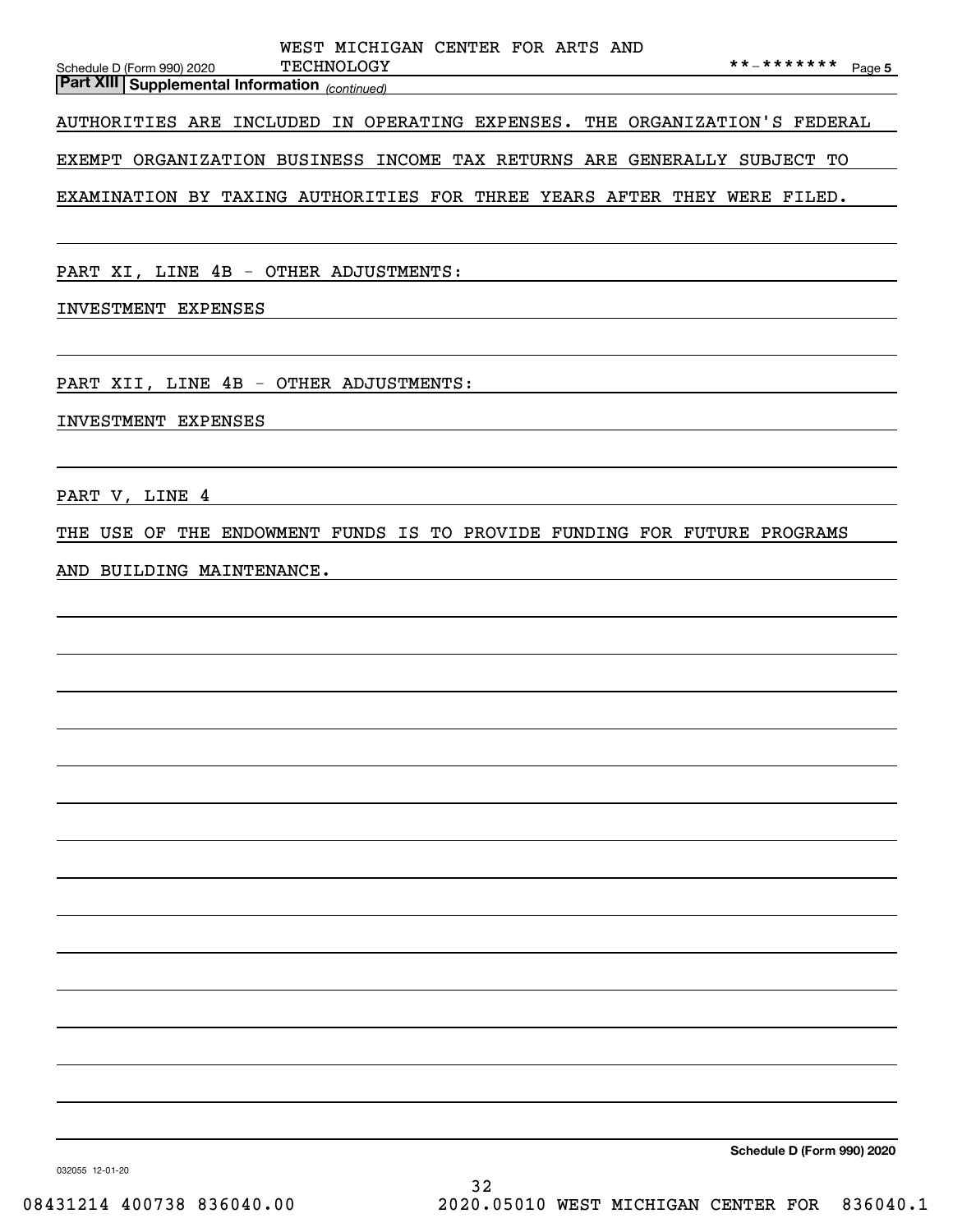**Part XIII Supplemental Information** *(continued)*

AUTHORITIES ARE INCLUDED IN OPERATING EXPENSES. THE ORGANIZATION'S FEDERAL EXEMPT ORGANIZATION BUSINESS INCOME TAX RETURNS ARE GENERALLY SUBJECT TO EXAMINATION BY TAXING AUTHORITIES FOR THREE YEARS AFTER THEY WERE FILED.

PART XI, LINE 4B - OTHER ADJUSTMENTS:

INVESTMENT EXPENSES

PART XII, LINE 4B - OTHER ADJUSTMENTS:

INVESTMENT EXPENSES

PART V, LINE 4

THE USE OF THE ENDOWMENT FUNDS IS TO PROVIDE FUNDING FOR FUTURE PROGRAMS AND BUILDING MAINTENANCE.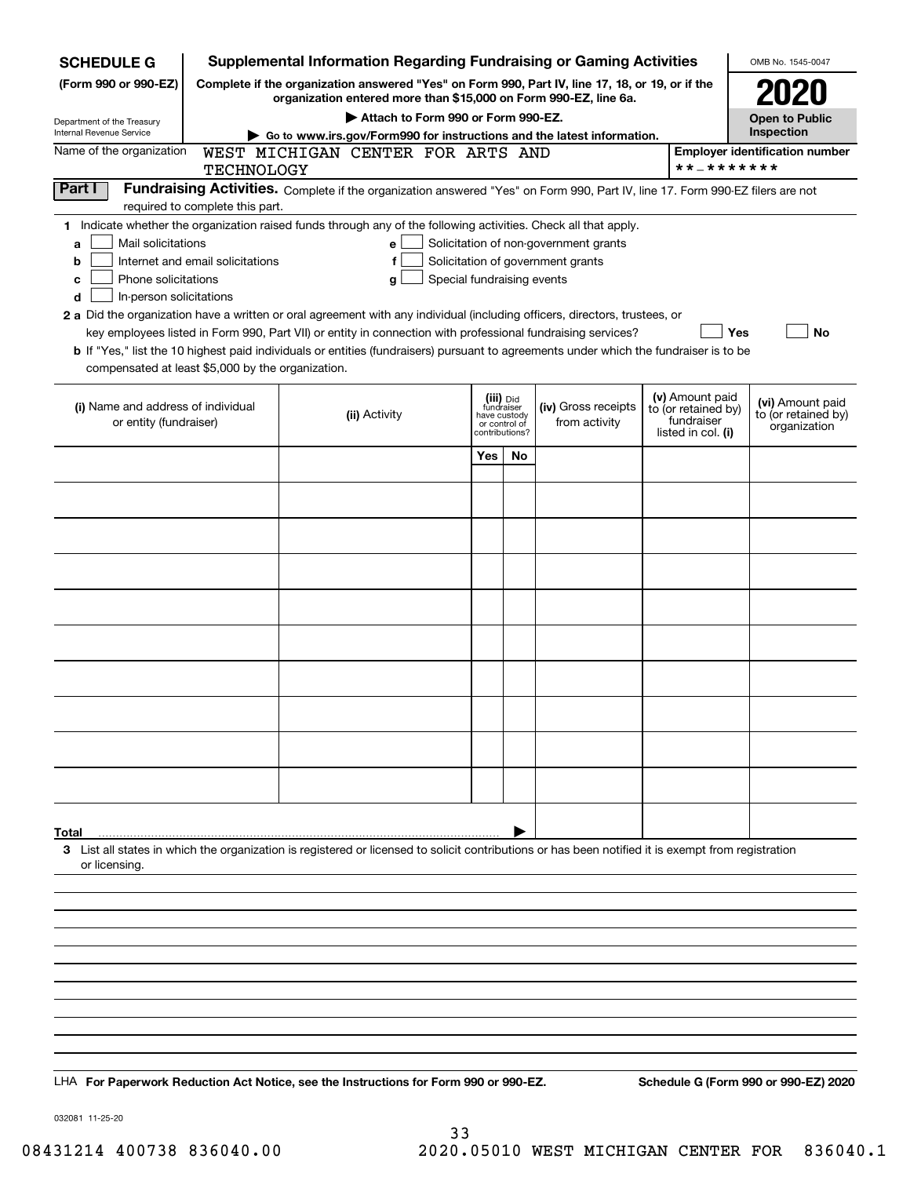**SCHEDULE G**
**(Form 990 or 990-EZ)**

Department of the Treasury
Internal Revenue Service

# Supplemental Information Regarding Fundraising or Gaming Activities

**Complete if the organization answered "Yes" on Form 990, Part IV, line 17, 18, or 19, or if the organization entered more than $15,000 on Form 990-EZ, line 6a.**

▶ **Attach to Form 990 or Form 990-EZ.**

▶ **Go to www.irs.gov/Form990 for instructions and the latest information.**

OMB No. 1545-0047

**2020**

**Open to Public Inspection**

Name of the organization: WEST MICHIGAN CENTER FOR ARTS AND TECHNOLOGY

**Employer identification number** **-*******

**Part I** **Fundraising Activities.** Complete if the organization answered "Yes" on Form 990, Part IV, line 17. Form 990-EZ filers are not required to complete this part.

**1** Indicate whether the organization raised funds through any of the following activities. Check all that apply.

- **a** ☐ Mail solicitations
- **b** ☐ Internet and email solicitations
- **c** ☐ Phone solicitations
- **d** ☐ In-person solicitations
- **e** ☐ Solicitation of non-government grants
- **f** ☐ Solicitation of government grants
- **g** ☐ Special fundraising events

**2 a** Did the organization have a written or oral agreement with any individual (including officers, directors, trustees, or key employees listed in Form 990, Part VII) or entity in connection with professional fundraising services? ☐ **Yes** ☐ **No**

**b** If "Yes," list the 10 highest paid individuals or entities (fundraisers) pursuant to agreements under which the fundraiser is to be compensated at least $5,000 by the organization.

| (i) Name and address of individual or entity (fundraiser) | (ii) Activity | (iii) Did fundraiser have custody or control of contributions? Yes | No | (iv) Gross receipts from activity | (v) Amount paid to (or retained by) fundraiser listed in col. (i) | (vi) Amount paid to (or retained by) organization |
|---|---|---|---|---|---|---|
| | | | | | | |
| | | | | | | |
| | | | | | | |
| | | | | | | |
| | | | | | | |
| | | | | | | |
| | | | | | | |
| | | | | | | |
| | | | | | | |
| | | | | | | |
| **Total** ▶ | | | | | | |

**3** List all states in which the organization is registered or licensed to solicit contributions or has been notified it is exempt from registration or licensing.

LHA **For Paperwork Reduction Act Notice, see the Instructions for Form 990 or 990-EZ.** **Schedule G (Form 990 or 990-EZ) 2020**

032081 11-25-20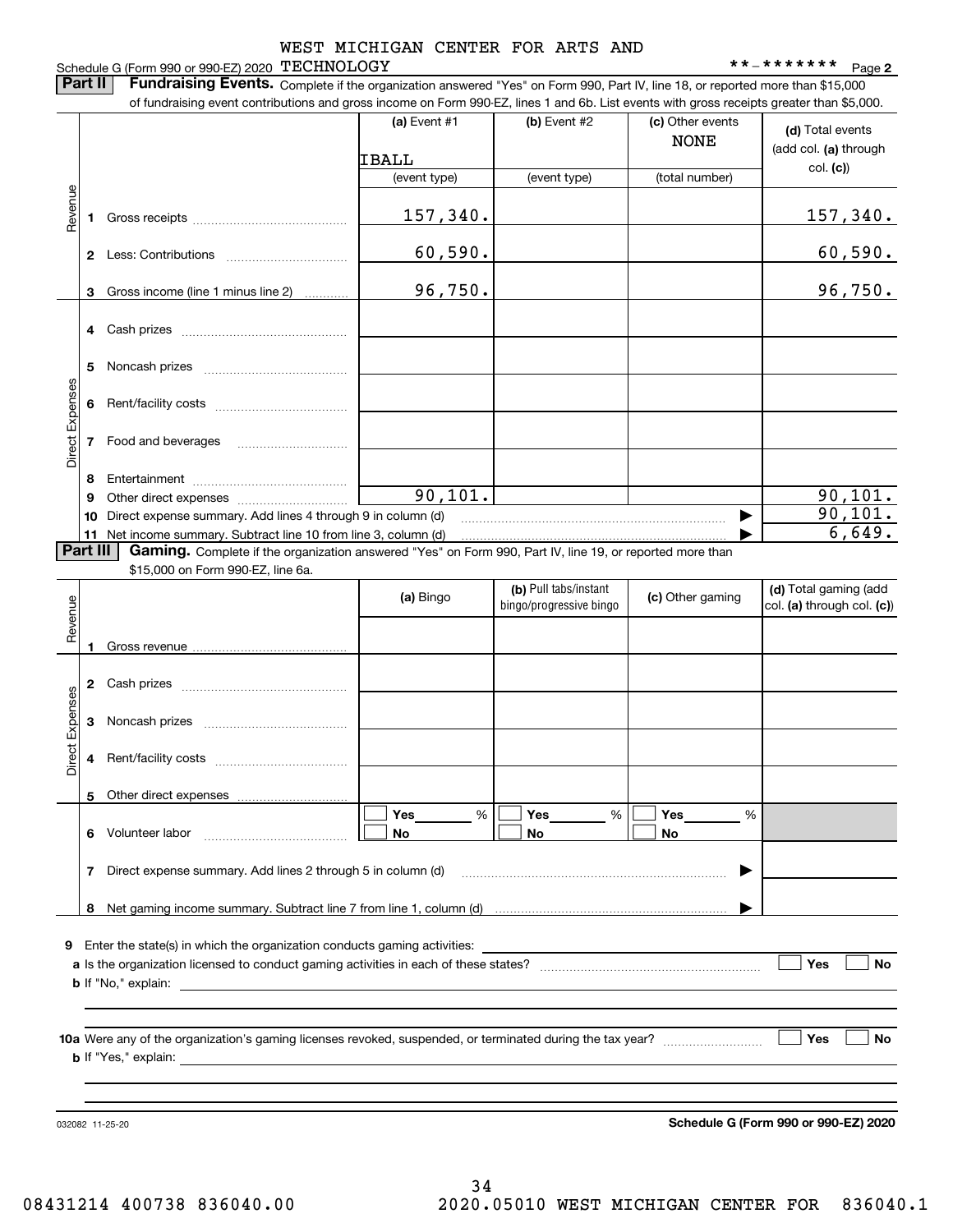Schedule G (Form 990 or 990-EZ) 2020 WEST MICHIGAN CENTER FOR ARTS AND TECHNOLOGY **-******* Page 2

**Part II** **Fundraising Events.** Complete if the organization answered "Yes" on Form 990, Part IV, line 18, or reported more than $15,000 of fundraising event contributions and gross income on Form 990-EZ, lines 1 and 6b. List events with gross receipts greater than $5,000.

| | | (a) Event #1 | (b) Event #2 | (c) Other events | (d) Total events (add col. (a) through col. (c)) |
|---|---|---|---|---|---|
| | | IBALL | | NONE | |
| | | (event type) | (event type) | (total number) | |
| Revenue | 1 Gross receipts | 157,340. | | | 157,340. |
| | 2 Less: Contributions | 60,590. | | | 60,590. |
| | 3 Gross income (line 1 minus line 2) | 96,750. | | | 96,750. |
| Direct Expenses | 4 Cash prizes | | | | |
| | 5 Noncash prizes | | | | |
| | 6 Rent/facility costs | | | | |
| | 7 Food and beverages | | | | |
| | 8 Entertainment | | | | |
| | 9 Other direct expenses | 90,101. | | | 90,101. |
| | 10 Direct expense summary. Add lines 4 through 9 in column (d) | | | ▶ | 90,101. |
| | 11 Net income summary. Subtract line 10 from line 3, column (d) | | | ▶ | 6,649. |

**Part III** **Gaming.** Complete if the organization answered "Yes" on Form 990, Part IV, line 19, or reported more than $15,000 on Form 990-EZ, line 6a.

| | | (a) Bingo | (b) Pull tabs/instant bingo/progressive bingo | (c) Other gaming | (d) Total gaming (add col. (a) through col. (c)) |
|---|---|---|---|---|---|
| Revenue | 1 Gross revenue | | | | |
| Direct Expenses | 2 Cash prizes | | | | |
| | 3 Noncash prizes | | | | |
| | 4 Rent/facility costs | | | | |
| | 5 Other direct expenses | | | | |
| | 6 Volunteer labor | ☐ Yes ___ % ☐ No | ☐ Yes ___ % ☐ No | ☐ Yes ___ % ☐ No | |
| | 7 Direct expense summary. Add lines 2 through 5 in column (d) | | | ▶ | |
| | 8 Net gaming income summary. Subtract line 7 from line 1, column (d) | | | ▶ | |

9 Enter the state(s) in which the organization conducts gaming activities:

a Is the organization licensed to conduct gaming activities in each of these states? ☐ Yes ☐ No

b If "No," explain:

10a Were any of the organization's gaming licenses revoked, suspended, or terminated during the tax year? ☐ Yes ☐ No

b If "Yes," explain:

032082 11-25-20 **Schedule G (Form 990 or 990-EZ) 2020**

08431214 400738 836040.00 2020.05010 WEST MICHIGAN CENTER FOR 836040.1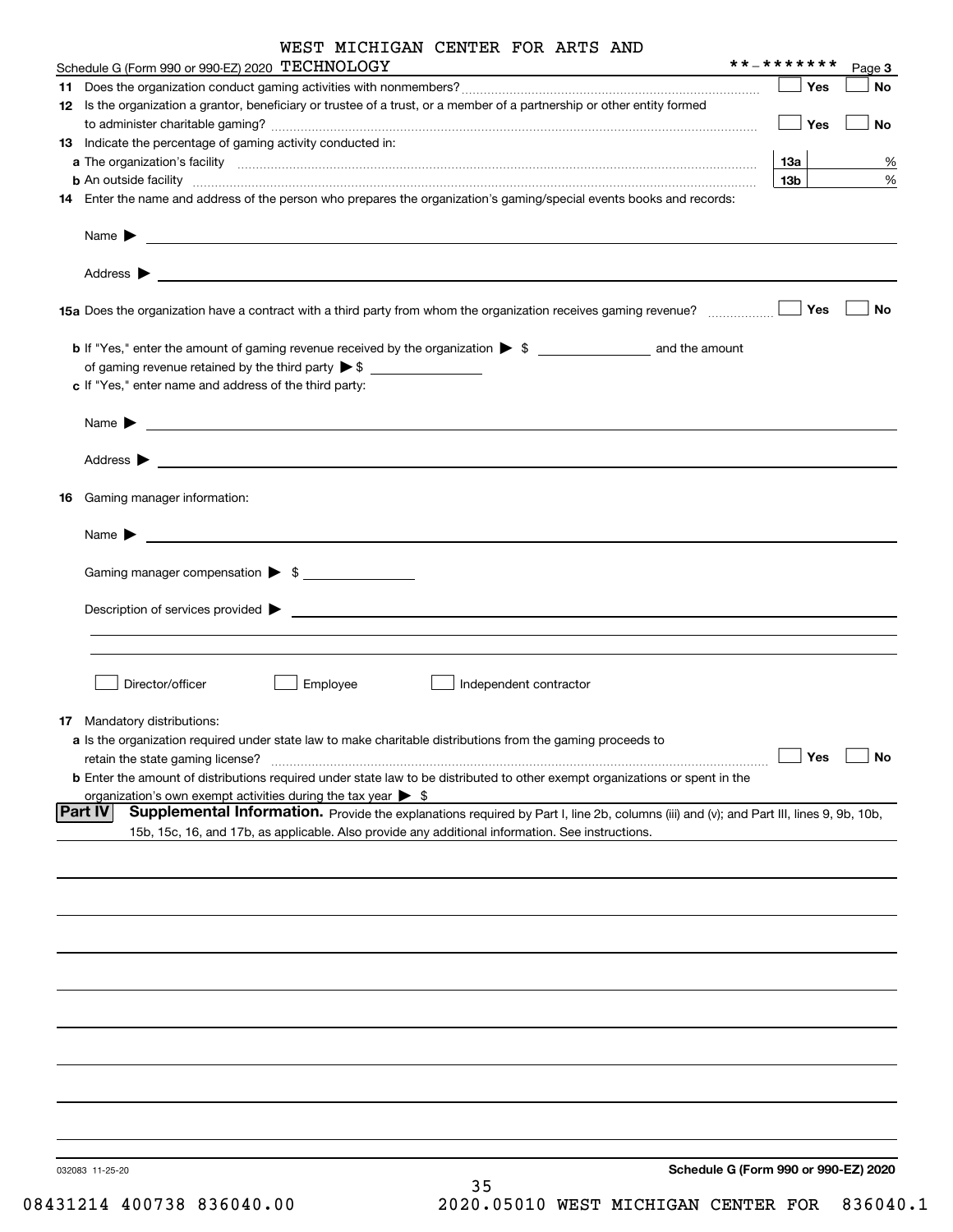Schedule G (Form 990 or 990-EZ) 2020 WEST MICHIGAN CENTER FOR ARTS AND TECHNOLOGY **-******* Page 3

11 Does the organization conduct gaming activities with nonmembers? ☐ Yes ☐ No

12 Is the organization a grantor, beneficiary or trustee of a trust, or a member of a partnership or other entity formed to administer charitable gaming? ☐ Yes ☐ No

13 Indicate the percentage of gaming activity conducted in:

a The organization's facility 13a %

b An outside facility 13b %

14 Enter the name and address of the person who prepares the organization's gaming/special events books and records:

Name ▶

Address ▶

15a Does the organization have a contract with a third party from whom the organization receives gaming revenue? ☐ Yes ☐ No

b If "Yes," enter the amount of gaming revenue received by the organization ▶ $ ______ and the amount of gaming revenue retained by the third party ▶ $ ______

c If "Yes," enter name and address of the third party:

Name ▶

Address ▶

16 Gaming manager information:

Name ▶

Gaming manager compensation ▶ $ ______

Description of services provided ▶

☐ Director/officer ☐ Employee ☐ Independent contractor

17 Mandatory distributions:

a Is the organization required under state law to make charitable distributions from the gaming proceeds to retain the state gaming license? ☐ Yes ☐ No

b Enter the amount of distributions required under state law to be distributed to other exempt organizations or spent in the organization's own exempt activities during the tax year ▶ $

**Part IV** **Supplemental Information.** Provide the explanations required by Part I, line 2b, columns (iii) and (v); and Part III, lines 9, 9b, 10b, 15b, 15c, 16, and 17b, as applicable. Also provide any additional information. See instructions.

032083 11-25-20 **Schedule G (Form 990 or 990-EZ) 2020**

08431214 400738 836040.00 2020.05010 WEST MICHIGAN CENTER FOR 836040.1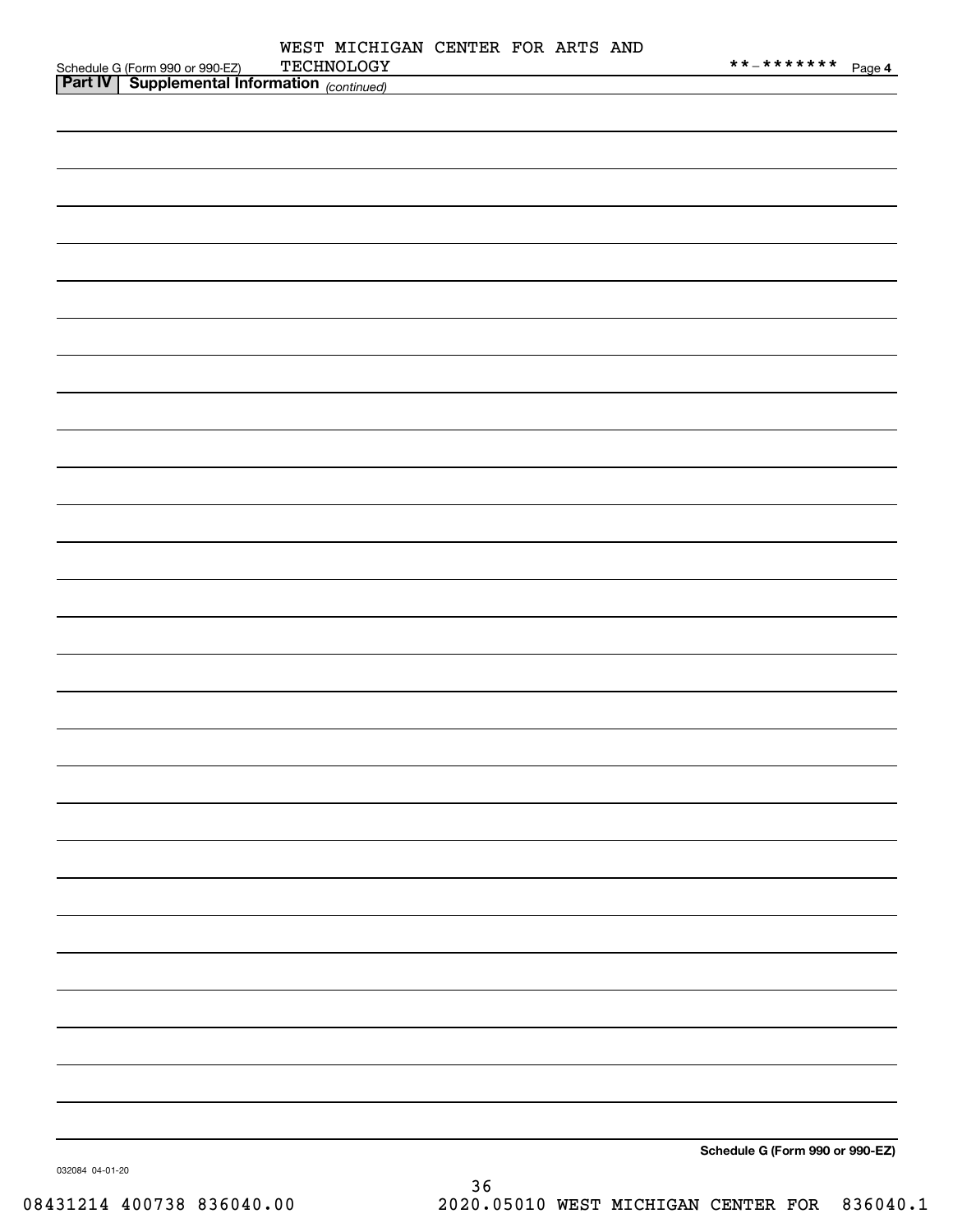Schedule G (Form 990 or 990-EZ) WEST MICHIGAN CENTER FOR ARTS AND TECHNOLOGY **-******* Page 4

**Part IV | Supplemental Information** *(continued)*

**Schedule G (Form 990 or 990-EZ)**

032084 04-01-20

08431214 400738 836040.00 2020.05010 WEST MICHIGAN CENTER FOR 836040.1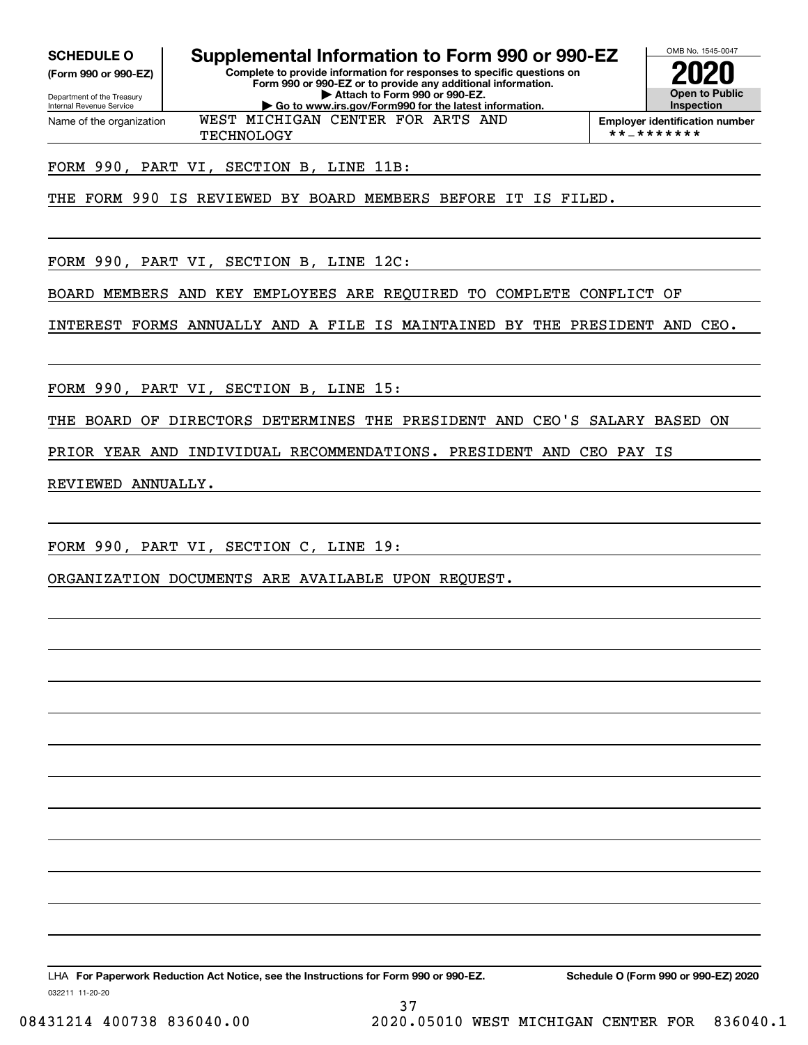**SCHEDULE O**
**(Form 990 or 990-EZ)**

Department of the Treasury
Internal Revenue Service

# Supplemental Information to Form 990 or 990-EZ

**Complete to provide information for responses to specific questions on Form 990 or 990-EZ or to provide any additional information.**
**▶ Attach to Form 990 or 990-EZ.**
**▶ Go to www.irs.gov/Form990 for the latest information.**

OMB No. 1545-0047

**2020**

**Open to Public Inspection**

Name of the organization: WEST MICHIGAN CENTER FOR ARTS AND TECHNOLOGY

**Employer identification number** **-*******

FORM 990, PART VI, SECTION B, LINE 11B:

THE FORM 990 IS REVIEWED BY BOARD MEMBERS BEFORE IT IS FILED.

FORM 990, PART VI, SECTION B, LINE 12C:

BOARD MEMBERS AND KEY EMPLOYEES ARE REQUIRED TO COMPLETE CONFLICT OF INTEREST FORMS ANNUALLY AND A FILE IS MAINTAINED BY THE PRESIDENT AND CEO.

FORM 990, PART VI, SECTION B, LINE 15:

THE BOARD OF DIRECTORS DETERMINES THE PRESIDENT AND CEO'S SALARY BASED ON PRIOR YEAR AND INDIVIDUAL RECOMMENDATIONS. PRESIDENT AND CEO PAY IS REVIEWED ANNUALLY.

FORM 990, PART VI, SECTION C, LINE 19:

ORGANIZATION DOCUMENTS ARE AVAILABLE UPON REQUEST.

LHA **For Paperwork Reduction Act Notice, see the Instructions for Form 990 or 990-EZ.** **Schedule O (Form 990 or 990-EZ) 2020**

032211 11-20-20

08431214 400738 836040.00 2020.05010 WEST MICHIGAN CENTER FOR 836040.1